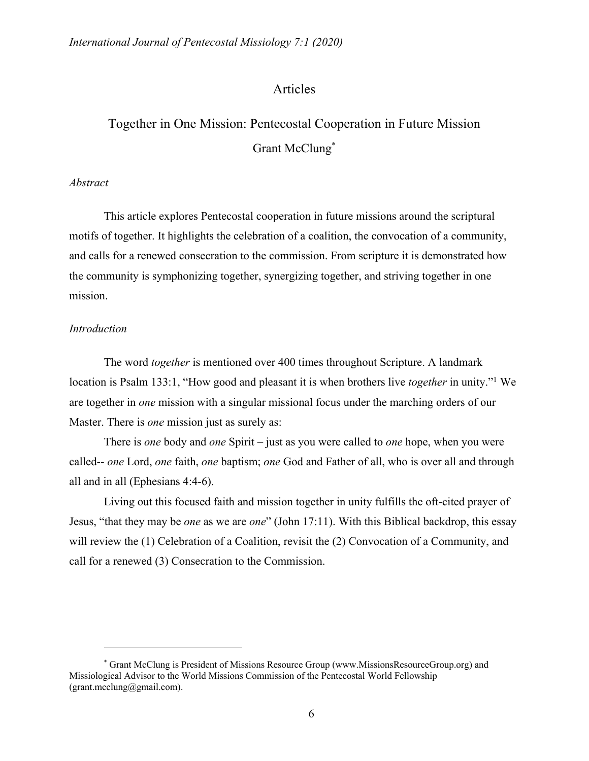## Articles

# Together in One Mission: Pentecostal Cooperation in Future Mission

Grant McClung[*]

*Abstract*

This article explores Pentecostal cooperation in future missions around the scriptural motifs of together. It highlights the celebration of a coalition, the convocation of a community, and calls for a renewed consecration to the commission. From scripture it is demonstrated how the community is symphonizing together, synergizing together, and striving together in one mission.

*Introduction*

The word *together* is mentioned over 400 times throughout Scripture. A landmark location is Psalm 133:1, "How good and pleasant it is when brothers live *together* in unity."[1] We are together in *one* mission with a singular missional focus under the marching orders of our Master. There is *one* mission just as surely as:

> There is *one* body and *one* Spirit – just as you were called to *one* hope, when you were called-- *one* Lord, *one* faith, *one* baptism; *one* God and Father of all, who is over all and through all and in all (Ephesians 4:4-6).

Living out this focused faith and mission together in unity fulfills the oft-cited prayer of Jesus, "that they may be *one* as we are *one*" (John 17:11). With this Biblical backdrop, this essay will review the (1) Celebration of a Coalition, revisit the (2) Convocation of a Community, and call for a renewed (3) Consecration to the Commission.

---

[*] Grant McClung is President of Missions Resource Group (www.MissionsResourceGroup.org) and Missiological Advisor to the World Missions Commission of the Pentecostal World Fellowship (grant.mcclung@gmail.com).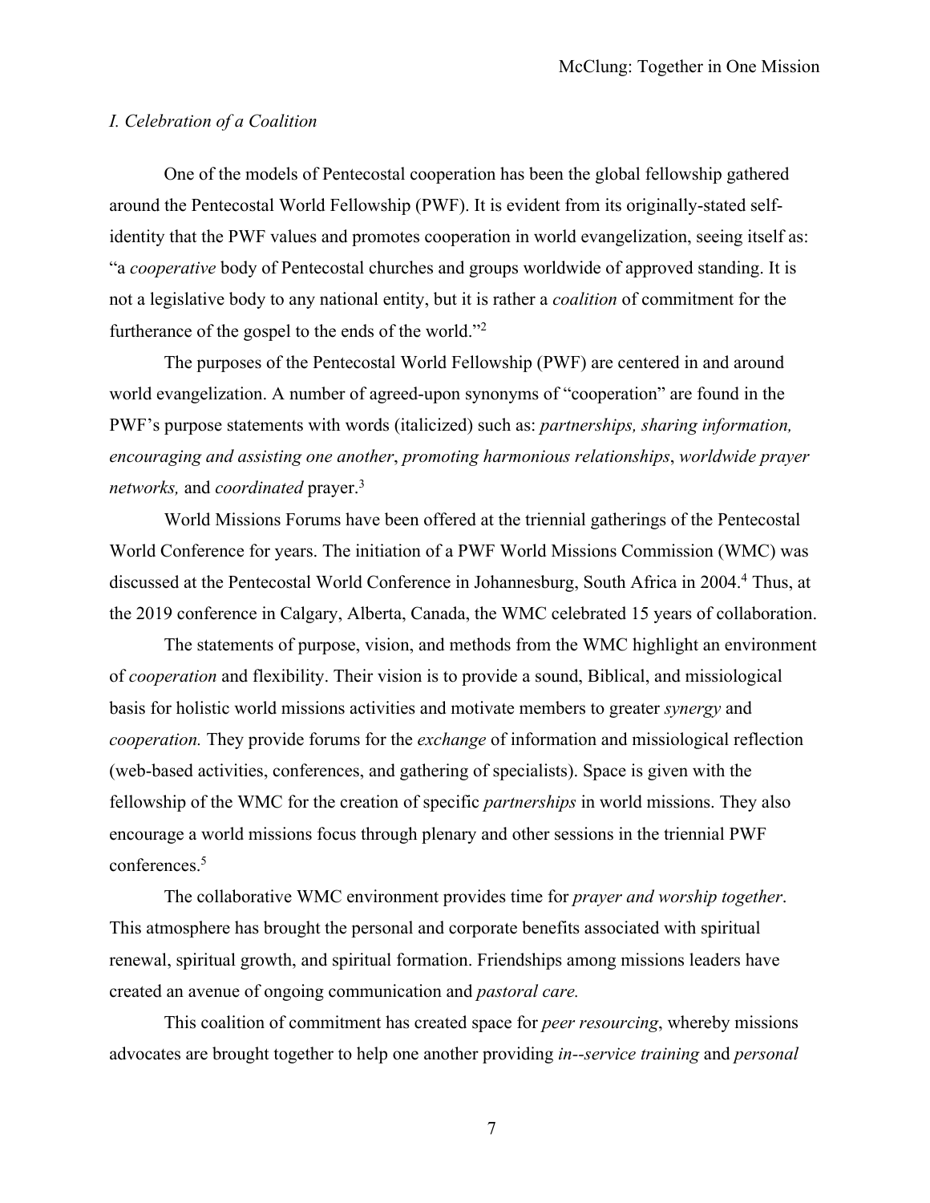*I. Celebration of a Coalition*

One of the models of Pentecostal cooperation has been the global fellowship gathered around the Pentecostal World Fellowship (PWF). It is evident from its originally-stated self-identity that the PWF values and promotes cooperation in world evangelization, seeing itself as: "a *cooperative* body of Pentecostal churches and groups worldwide of approved standing. It is not a legislative body to any national entity, but it is rather a *coalition* of commitment for the furtherance of the gospel to the ends of the world."[2]

The purposes of the Pentecostal World Fellowship (PWF) are centered in and around world evangelization. A number of agreed-upon synonyms of "cooperation" are found in the PWF's purpose statements with words (italicized) such as: *partnerships, sharing information, encouraging and assisting one another*, *promoting harmonious relationships*, *worldwide prayer networks,* and *coordinated* prayer.[3]

World Missions Forums have been offered at the triennial gatherings of the Pentecostal World Conference for years. The initiation of a PWF World Missions Commission (WMC) was discussed at the Pentecostal World Conference in Johannesburg, South Africa in 2004.[4] Thus, at the 2019 conference in Calgary, Alberta, Canada, the WMC celebrated 15 years of collaboration.

The statements of purpose, vision, and methods from the WMC highlight an environment of *cooperation* and flexibility. Their vision is to provide a sound, Biblical, and missiological basis for holistic world missions activities and motivate members to greater *synergy* and *cooperation.* They provide forums for the *exchange* of information and missiological reflection (web-based activities, conferences, and gathering of specialists). Space is given with the fellowship of the WMC for the creation of specific *partnerships* in world missions. They also encourage a world missions focus through plenary and other sessions in the triennial PWF conferences.[5]

The collaborative WMC environment provides time for *prayer and worship together*. This atmosphere has brought the personal and corporate benefits associated with spiritual renewal, spiritual growth, and spiritual formation. Friendships among missions leaders have created an avenue of ongoing communication and *pastoral care.*

This coalition of commitment has created space for *peer resourcing*, whereby missions advocates are brought together to help one another providing *in--service training* and *personal*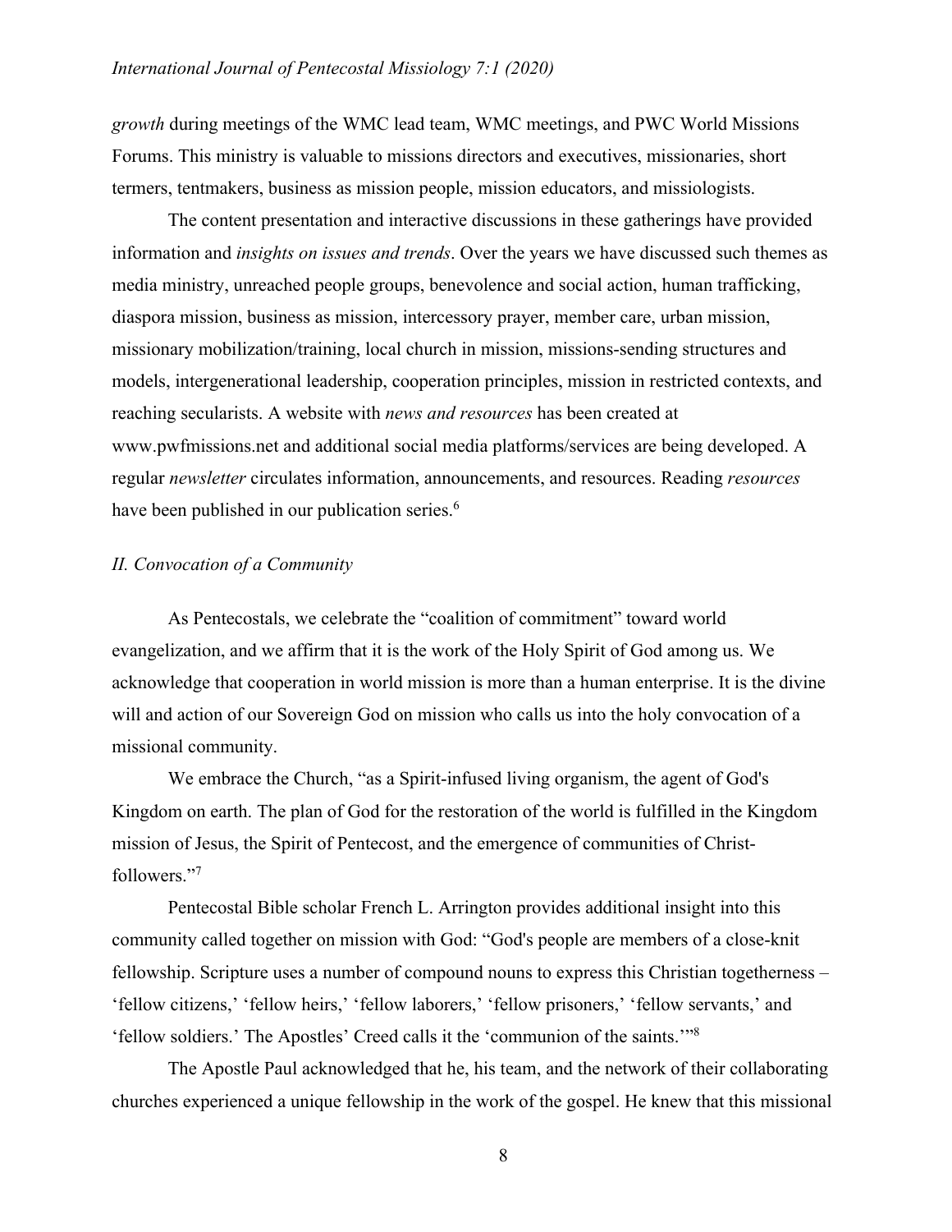*growth* during meetings of the WMC lead team, WMC meetings, and PWC World Missions Forums. This ministry is valuable to missions directors and executives, missionaries, short termers, tentmakers, business as mission people, mission educators, and missiologists.

The content presentation and interactive discussions in these gatherings have provided information and *insights on issues and trends*. Over the years we have discussed such themes as media ministry, unreached people groups, benevolence and social action, human trafficking, diaspora mission, business as mission, intercessory prayer, member care, urban mission, missionary mobilization/training, local church in mission, missions-sending structures and models, intergenerational leadership, cooperation principles, mission in restricted contexts, and reaching secularists. A website with *news and resources* has been created at www.pwfmissions.net and additional social media platforms/services are being developed. A regular *newsletter* circulates information, announcements, and resources. Reading *resources* have been published in our publication series.[6]

## *II. Convocation of a Community*

As Pentecostals, we celebrate the "coalition of commitment" toward world evangelization, and we affirm that it is the work of the Holy Spirit of God among us. We acknowledge that cooperation in world mission is more than a human enterprise. It is the divine will and action of our Sovereign God on mission who calls us into the holy convocation of a missional community.

We embrace the Church, "as a Spirit-infused living organism, the agent of God's Kingdom on earth. The plan of God for the restoration of the world is fulfilled in the Kingdom mission of Jesus, the Spirit of Pentecost, and the emergence of communities of Christ-followers."[7]

Pentecostal Bible scholar French L. Arrington provides additional insight into this community called together on mission with God: "God's people are members of a close-knit fellowship. Scripture uses a number of compound nouns to express this Christian togetherness – 'fellow citizens,' 'fellow heirs,' 'fellow laborers,' 'fellow prisoners,' 'fellow servants,' and 'fellow soldiers.' The Apostles' Creed calls it the 'communion of the saints.'"[8]

The Apostle Paul acknowledged that he, his team, and the network of their collaborating churches experienced a unique fellowship in the work of the gospel. He knew that this missional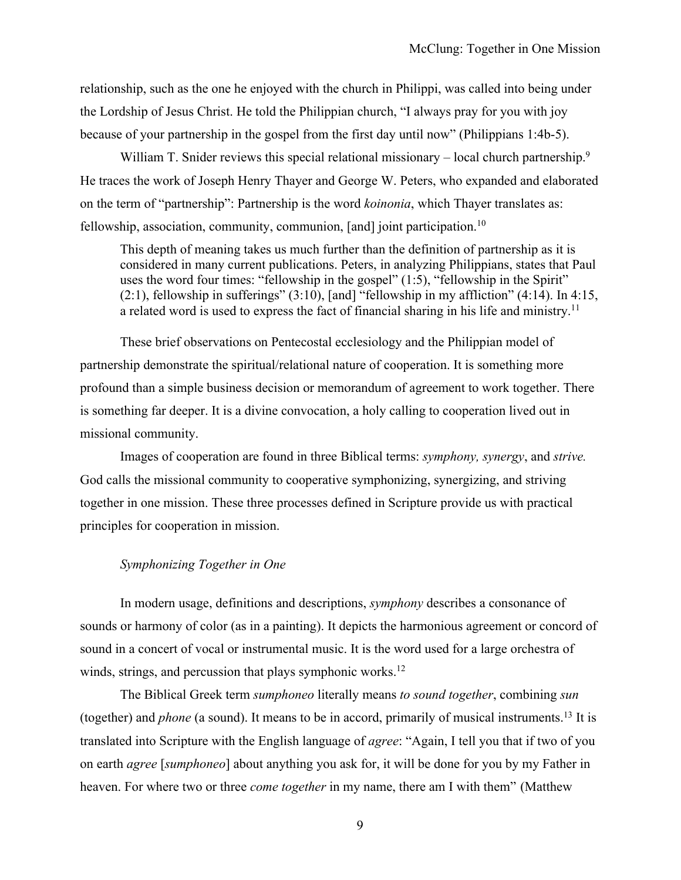relationship, such as the one he enjoyed with the church in Philippi, was called into being under the Lordship of Jesus Christ. He told the Philippian church, "I always pray for you with joy because of your partnership in the gospel from the first day until now" (Philippians 1:4b-5).

William T. Snider reviews this special relational missionary – local church partnership.[9] He traces the work of Joseph Henry Thayer and George W. Peters, who expanded and elaborated on the term of "partnership": Partnership is the word *koinonia*, which Thayer translates as: fellowship, association, community, communion, [and] joint participation.[10]

> This depth of meaning takes us much further than the definition of partnership as it is considered in many current publications. Peters, in analyzing Philippians, states that Paul uses the word four times: "fellowship in the gospel" (1:5), "fellowship in the Spirit" (2:1), fellowship in sufferings" (3:10), [and] "fellowship in my affliction" (4:14). In 4:15, a related word is used to express the fact of financial sharing in his life and ministry.[11]

These brief observations on Pentecostal ecclesiology and the Philippian model of partnership demonstrate the spiritual/relational nature of cooperation. It is something more profound than a simple business decision or memorandum of agreement to work together. There is something far deeper. It is a divine convocation, a holy calling to cooperation lived out in missional community.

Images of cooperation are found in three Biblical terms: *symphony, synergy*, and *strive.* God calls the missional community to cooperative symphonizing, synergizing, and striving together in one mission. These three processes defined in Scripture provide us with practical principles for cooperation in mission.

### *Symphonizing Together in One*

In modern usage, definitions and descriptions, *symphony* describes a consonance of sounds or harmony of color (as in a painting). It depicts the harmonious agreement or concord of sound in a concert of vocal or instrumental music. It is the word used for a large orchestra of winds, strings, and percussion that plays symphonic works.[12]

The Biblical Greek term *sumphoneo* literally means *to sound together*, combining *sun* (together) and *phone* (a sound). It means to be in accord, primarily of musical instruments.[13] It is translated into Scripture with the English language of *agree*: "Again, I tell you that if two of you on earth *agree* [*sumphoneo*] about anything you ask for, it will be done for you by my Father in heaven. For where two or three *come together* in my name, there am I with them" (Matthew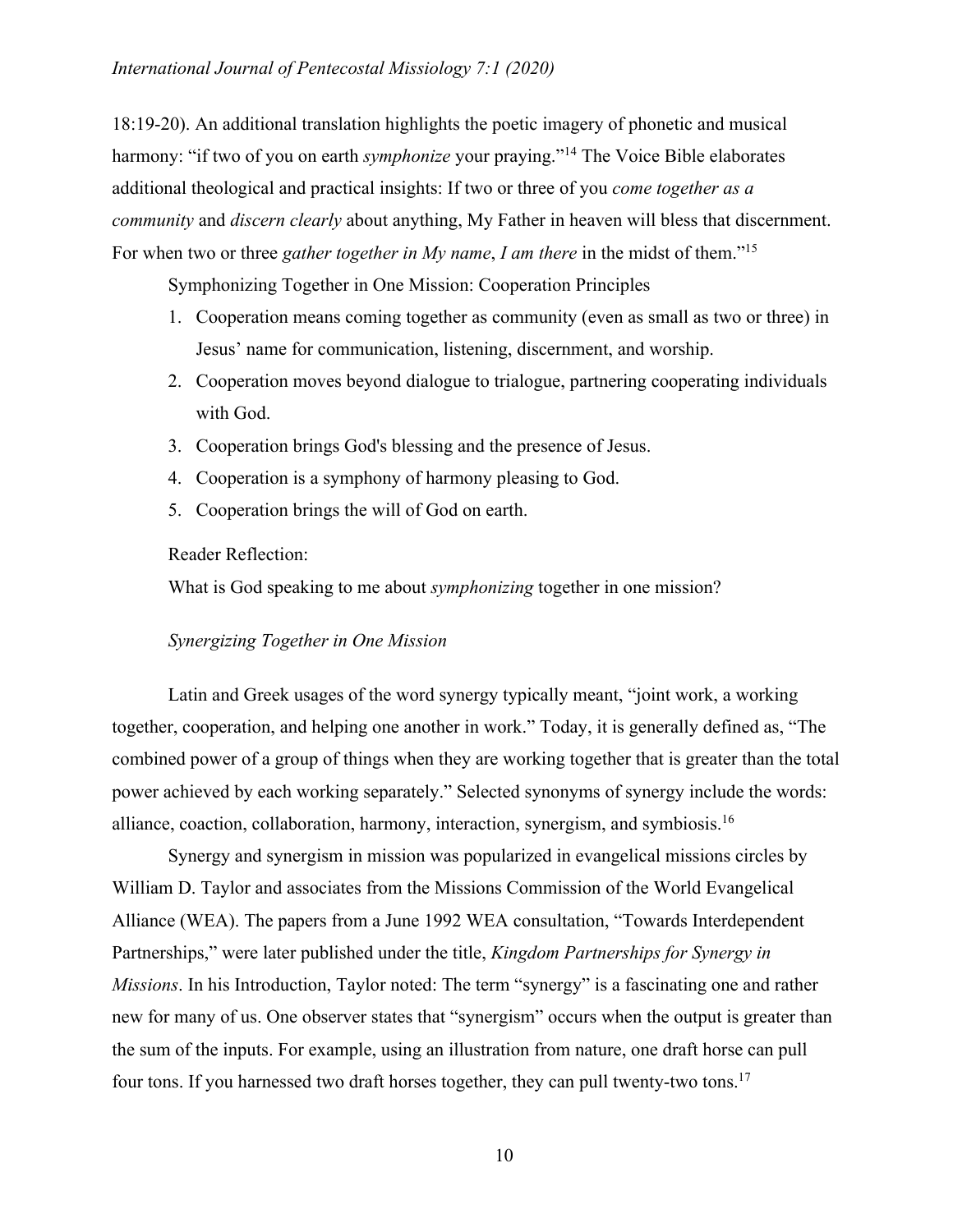18:19-20). An additional translation highlights the poetic imagery of phonetic and musical harmony: "if two of you on earth *symphonize* your praying."[14] The Voice Bible elaborates additional theological and practical insights: If two or three of you *come together as a community* and *discern clearly* about anything, My Father in heaven will bless that discernment. For when two or three *gather together in My name*, *I am there* in the midst of them."[15]

Symphonizing Together in One Mission: Cooperation Principles

1. Cooperation means coming together as community (even as small as two or three) in Jesus' name for communication, listening, discernment, and worship.
2. Cooperation moves beyond dialogue to trialogue, partnering cooperating individuals with God.
3. Cooperation brings God's blessing and the presence of Jesus.
4. Cooperation is a symphony of harmony pleasing to God.
5. Cooperation brings the will of God on earth.

Reader Reflection:

What is God speaking to me about *symphonizing* together in one mission?

### *Synergizing Together in One Mission*

Latin and Greek usages of the word synergy typically meant, "joint work, a working together, cooperation, and helping one another in work." Today, it is generally defined as, "The combined power of a group of things when they are working together that is greater than the total power achieved by each working separately." Selected synonyms of synergy include the words: alliance, coaction, collaboration, harmony, interaction, synergism, and symbiosis.[16]

Synergy and synergism in mission was popularized in evangelical missions circles by William D. Taylor and associates from the Missions Commission of the World Evangelical Alliance (WEA). The papers from a June 1992 WEA consultation, "Towards Interdependent Partnerships," were later published under the title, *Kingdom Partnerships for Synergy in Missions*. In his Introduction, Taylor noted: The term "synergy" is a fascinating one and rather new for many of us. One observer states that "synergism" occurs when the output is greater than the sum of the inputs. For example, using an illustration from nature, one draft horse can pull four tons. If you harnessed two draft horses together, they can pull twenty-two tons.[17]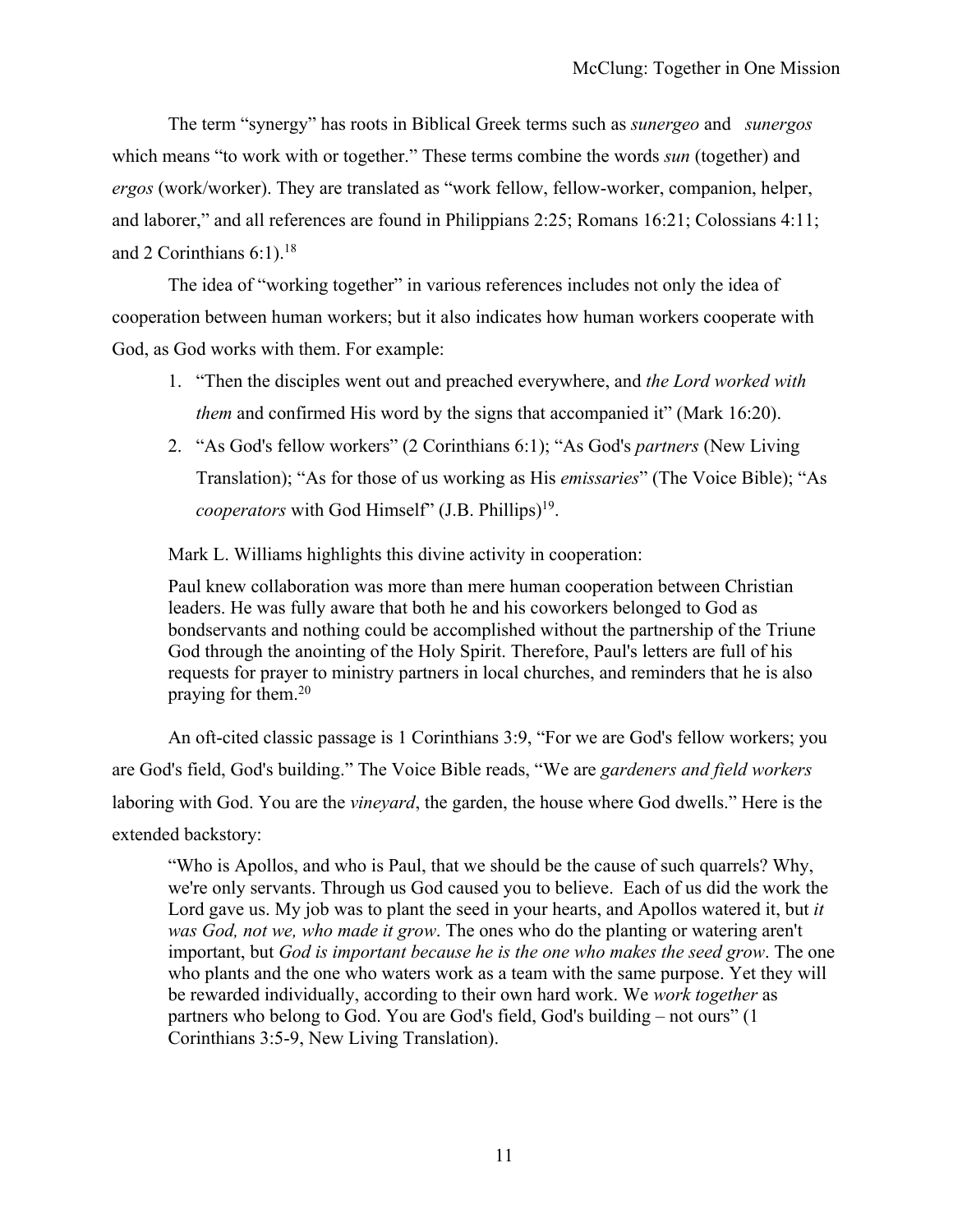The term "synergy" has roots in Biblical Greek terms such as *sunergeo* and *sunergos* which means "to work with or together." These terms combine the words *sun* (together) and *ergos* (work/worker). They are translated as "work fellow, fellow-worker, companion, helper, and laborer," and all references are found in Philippians 2:25; Romans 16:21; Colossians 4:11; and 2 Corinthians 6:1).[18]

The idea of "working together" in various references includes not only the idea of cooperation between human workers; but it also indicates how human workers cooperate with God, as God works with them. For example:

1. "Then the disciples went out and preached everywhere, and *the Lord worked with them* and confirmed His word by the signs that accompanied it" (Mark 16:20).
2. "As God's fellow workers" (2 Corinthians 6:1); "As God's *partners* (New Living Translation); "As for those of us working as His *emissaries*" (The Voice Bible); "As *cooperators* with God Himself" (J.B. Phillips)[19].

Mark L. Williams highlights this divine activity in cooperation:

> Paul knew collaboration was more than mere human cooperation between Christian leaders. He was fully aware that both he and his coworkers belonged to God as bondservants and nothing could be accomplished without the partnership of the Triune God through the anointing of the Holy Spirit. Therefore, Paul's letters are full of his requests for prayer to ministry partners in local churches, and reminders that he is also praying for them.[20]

An oft-cited classic passage is 1 Corinthians 3:9, "For we are God's fellow workers; you are God's field, God's building." The Voice Bible reads, "We are *gardeners and field workers* laboring with God. You are the *vineyard*, the garden, the house where God dwells." Here is the extended backstory:

> "Who is Apollos, and who is Paul, that we should be the cause of such quarrels? Why, we're only servants. Through us God caused you to believe. Each of us did the work the Lord gave us. My job was to plant the seed in your hearts, and Apollos watered it, but *it was God, not we, who made it grow*. The ones who do the planting or watering aren't important, but *God is important because he is the one who makes the seed grow*. The one who plants and the one who waters work as a team with the same purpose. Yet they will be rewarded individually, according to their own hard work. We *work together* as partners who belong to God. You are God's field, God's building – not ours" (1 Corinthians 3:5-9, New Living Translation).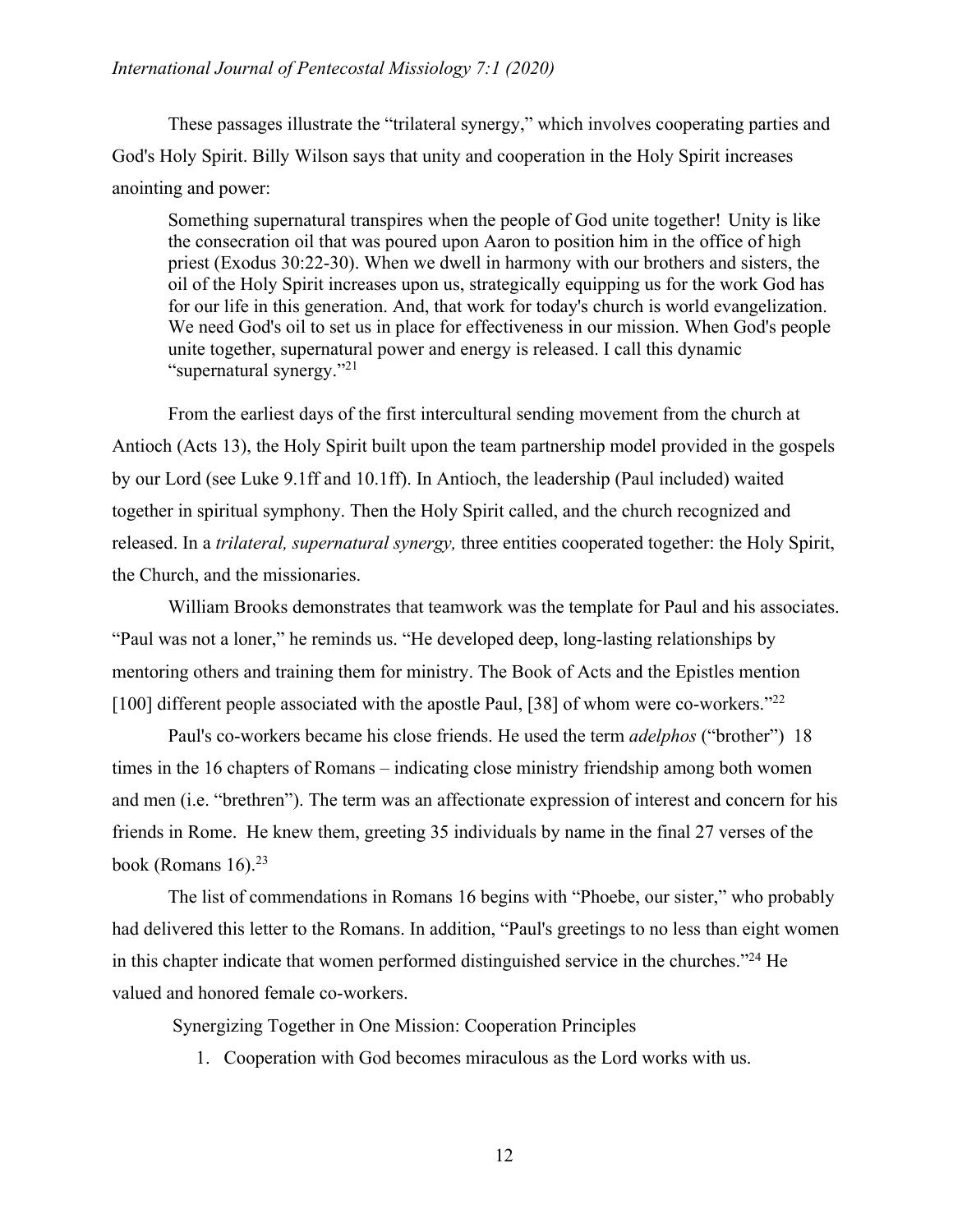These passages illustrate the "trilateral synergy," which involves cooperating parties and God's Holy Spirit. Billy Wilson says that unity and cooperation in the Holy Spirit increases anointing and power:

> Something supernatural transpires when the people of God unite together! Unity is like the consecration oil that was poured upon Aaron to position him in the office of high priest (Exodus 30:22-30). When we dwell in harmony with our brothers and sisters, the oil of the Holy Spirit increases upon us, strategically equipping us for the work God has for our life in this generation. And, that work for today's church is world evangelization. We need God's oil to set us in place for effectiveness in our mission. When God's people unite together, supernatural power and energy is released. I call this dynamic "supernatural synergy."[21]

From the earliest days of the first intercultural sending movement from the church at Antioch (Acts 13), the Holy Spirit built upon the team partnership model provided in the gospels by our Lord (see Luke 9.1ff and 10.1ff). In Antioch, the leadership (Paul included) waited together in spiritual symphony. Then the Holy Spirit called, and the church recognized and released. In a *trilateral, supernatural synergy,* three entities cooperated together: the Holy Spirit, the Church, and the missionaries.

William Brooks demonstrates that teamwork was the template for Paul and his associates. "Paul was not a loner," he reminds us. "He developed deep, long-lasting relationships by mentoring others and training them for ministry. The Book of Acts and the Epistles mention [100] different people associated with the apostle Paul, [38] of whom were co-workers."[22]

Paul's co-workers became his close friends. He used the term *adelphos* ("brother") 18 times in the 16 chapters of Romans – indicating close ministry friendship among both women and men (i.e. "brethren"). The term was an affectionate expression of interest and concern for his friends in Rome. He knew them, greeting 35 individuals by name in the final 27 verses of the book (Romans 16).[23]

The list of commendations in Romans 16 begins with "Phoebe, our sister," who probably had delivered this letter to the Romans. In addition, "Paul's greetings to no less than eight women in this chapter indicate that women performed distinguished service in the churches."[24] He valued and honored female co-workers.

Synergizing Together in One Mission: Cooperation Principles

1. Cooperation with God becomes miraculous as the Lord works with us.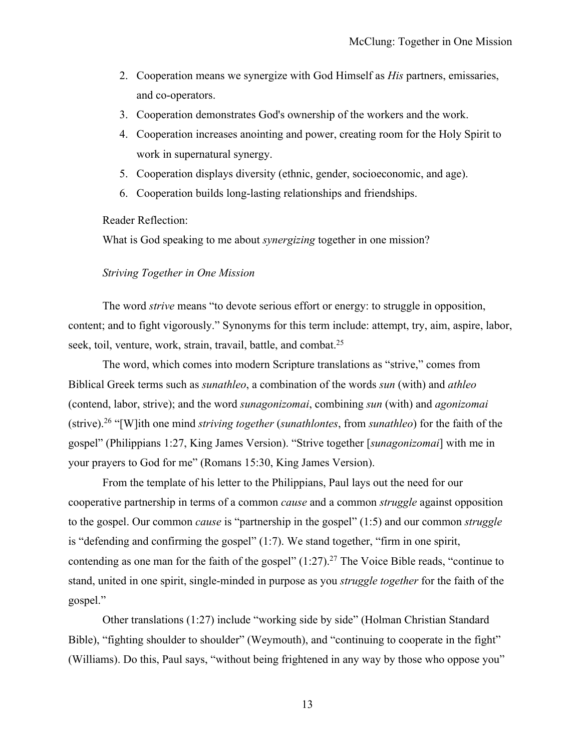2. Cooperation means we synergize with God Himself as *His* partners, emissaries, and co-operators.
3. Cooperation demonstrates God's ownership of the workers and the work.
4. Cooperation increases anointing and power, creating room for the Holy Spirit to work in supernatural synergy.
5. Cooperation displays diversity (ethnic, gender, socioeconomic, and age).
6. Cooperation builds long-lasting relationships and friendships.

Reader Reflection:

What is God speaking to me about *synergizing* together in one mission?

*Striving Together in One Mission*

The word *strive* means "to devote serious effort or energy: to struggle in opposition, content; and to fight vigorously." Synonyms for this term include: attempt, try, aim, aspire, labor, seek, toil, venture, work, strain, travail, battle, and combat.[25]

The word, which comes into modern Scripture translations as "strive," comes from Biblical Greek terms such as *sunathleo*, a combination of the words *sun* (with) and *athleo* (contend, labor, strive); and the word *sunagonizomai*, combining *sun* (with) and *agonizomai* (strive).[26] "[W]ith one mind *striving together* (*sunathlontes*, from *sunathleo*) for the faith of the gospel" (Philippians 1:27, King James Version). "Strive together [*sunagonizomai*] with me in your prayers to God for me" (Romans 15:30, King James Version).

From the template of his letter to the Philippians, Paul lays out the need for our cooperative partnership in terms of a common *cause* and a common *struggle* against opposition to the gospel. Our common *cause* is "partnership in the gospel" (1:5) and our common *struggle* is "defending and confirming the gospel" (1:7). We stand together, "firm in one spirit, contending as one man for the faith of the gospel" (1:27).[27] The Voice Bible reads, "continue to stand, united in one spirit, single-minded in purpose as you *struggle together* for the faith of the gospel."

Other translations (1:27) include "working side by side" (Holman Christian Standard Bible), "fighting shoulder to shoulder" (Weymouth), and "continuing to cooperate in the fight" (Williams). Do this, Paul says, "without being frightened in any way by those who oppose you"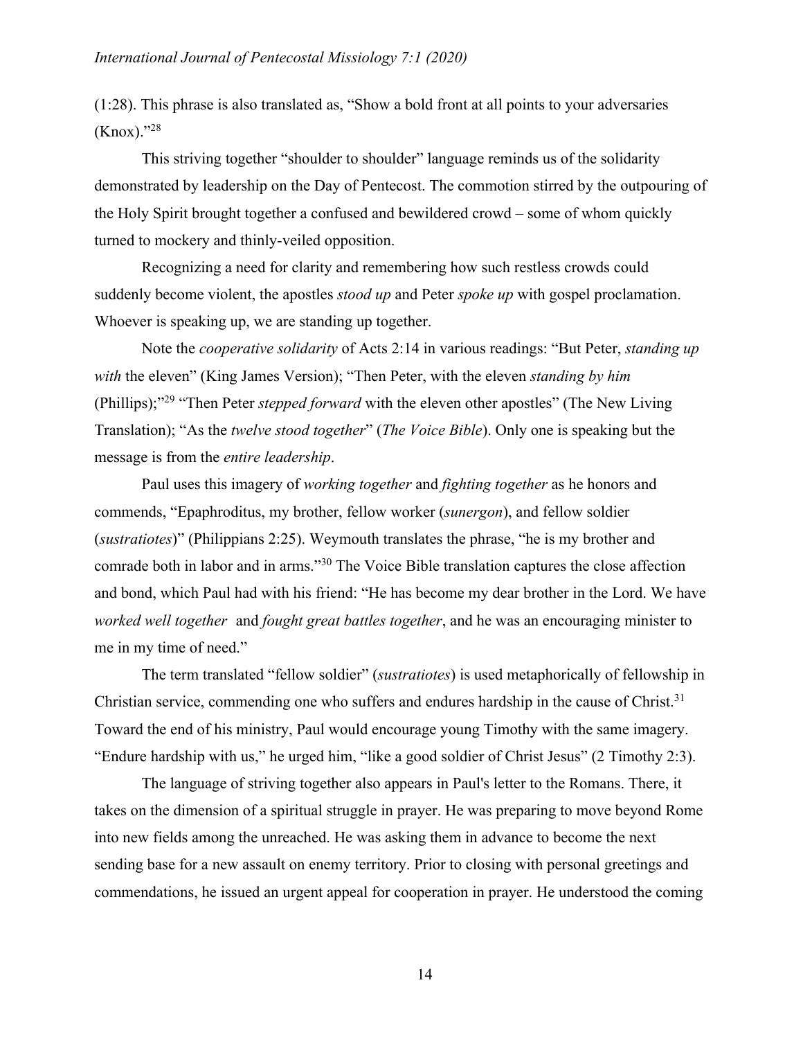(1:28). This phrase is also translated as, "Show a bold front at all points to your adversaries (Knox)."[28]

This striving together "shoulder to shoulder" language reminds us of the solidarity demonstrated by leadership on the Day of Pentecost. The commotion stirred by the outpouring of the Holy Spirit brought together a confused and bewildered crowd – some of whom quickly turned to mockery and thinly-veiled opposition.

Recognizing a need for clarity and remembering how such restless crowds could suddenly become violent, the apostles *stood up* and Peter *spoke up* with gospel proclamation. Whoever is speaking up, we are standing up together.

Note the *cooperative solidarity* of Acts 2:14 in various readings: "But Peter, *standing up with* the eleven" (King James Version); "Then Peter, with the eleven *standing by him* (Phillips);"[29] "Then Peter *stepped forward* with the eleven other apostles" (The New Living Translation); "As the *twelve stood together*" (*The Voice Bible*). Only one is speaking but the message is from the *entire leadership*.

Paul uses this imagery of *working together* and *fighting together* as he honors and commends, "Epaphroditus, my brother, fellow worker (*sunergon*), and fellow soldier (*sustratiotes*)" (Philippians 2:25). Weymouth translates the phrase, "he is my brother and comrade both in labor and in arms."[30] The Voice Bible translation captures the close affection and bond, which Paul had with his friend: "He has become my dear brother in the Lord. We have *worked well together* and *fought great battles together*, and he was an encouraging minister to me in my time of need."

The term translated "fellow soldier" (*sustratiotes*) is used metaphorically of fellowship in Christian service, commending one who suffers and endures hardship in the cause of Christ.[31] Toward the end of his ministry, Paul would encourage young Timothy with the same imagery. "Endure hardship with us," he urged him, "like a good soldier of Christ Jesus" (2 Timothy 2:3).

The language of striving together also appears in Paul's letter to the Romans. There, it takes on the dimension of a spiritual struggle in prayer. He was preparing to move beyond Rome into new fields among the unreached. He was asking them in advance to become the next sending base for a new assault on enemy territory. Prior to closing with personal greetings and commendations, he issued an urgent appeal for cooperation in prayer. He understood the coming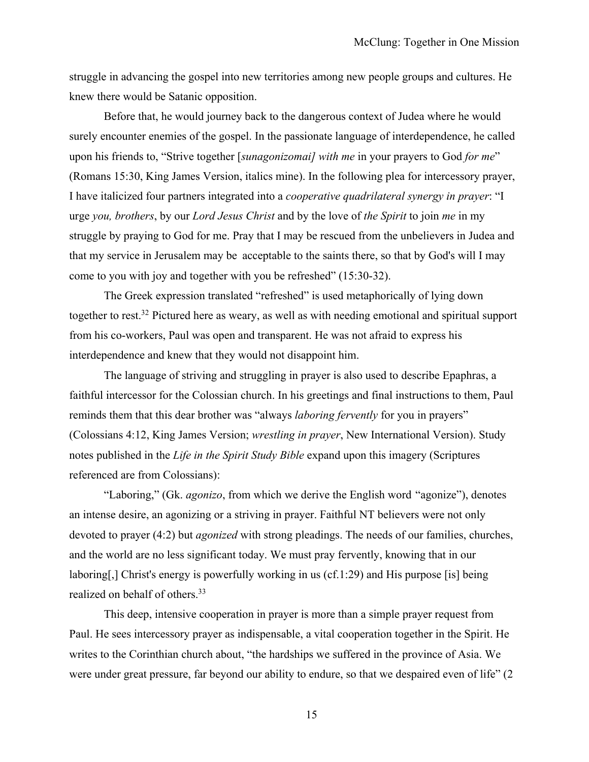struggle in advancing the gospel into new territories among new people groups and cultures. He knew there would be Satanic opposition.

Before that, he would journey back to the dangerous context of Judea where he would surely encounter enemies of the gospel. In the passionate language of interdependence, he called upon his friends to, "Strive together [*sunagonizomai] with me* in your prayers to God *for me*" (Romans 15:30, King James Version, italics mine). In the following plea for intercessory prayer, I have italicized four partners integrated into a *cooperative quadrilateral synergy in prayer*: "I urge *you, brothers*, by our *Lord Jesus Christ* and by the love of *the Spirit* to join *me* in my struggle by praying to God for me. Pray that I may be rescued from the unbelievers in Judea and that my service in Jerusalem may be acceptable to the saints there, so that by God's will I may come to you with joy and together with you be refreshed" (15:30-32).

The Greek expression translated "refreshed" is used metaphorically of lying down together to rest.[32] Pictured here as weary, as well as with needing emotional and spiritual support from his co-workers, Paul was open and transparent. He was not afraid to express his interdependence and knew that they would not disappoint him.

The language of striving and struggling in prayer is also used to describe Epaphras, a faithful intercessor for the Colossian church. In his greetings and final instructions to them, Paul reminds them that this dear brother was "always *laboring fervently* for you in prayers" (Colossians 4:12, King James Version; *wrestling in prayer*, New International Version). Study notes published in the *Life in the Spirit Study Bible* expand upon this imagery (Scriptures referenced are from Colossians):

> "Laboring," (Gk. *agonizo*, from which we derive the English word "agonize"), denotes an intense desire, an agonizing or a striving in prayer. Faithful NT believers were not only devoted to prayer (4:2) but *agonized* with strong pleadings. The needs of our families, churches, and the world are no less significant today. We must pray fervently, knowing that in our laboring[,] Christ's energy is powerfully working in us (cf.1:29) and His purpose [is] being realized on behalf of others.[33]

This deep, intensive cooperation in prayer is more than a simple prayer request from Paul. He sees intercessory prayer as indispensable, a vital cooperation together in the Spirit. He writes to the Corinthian church about, "the hardships we suffered in the province of Asia. We were under great pressure, far beyond our ability to endure, so that we despaired even of life" (2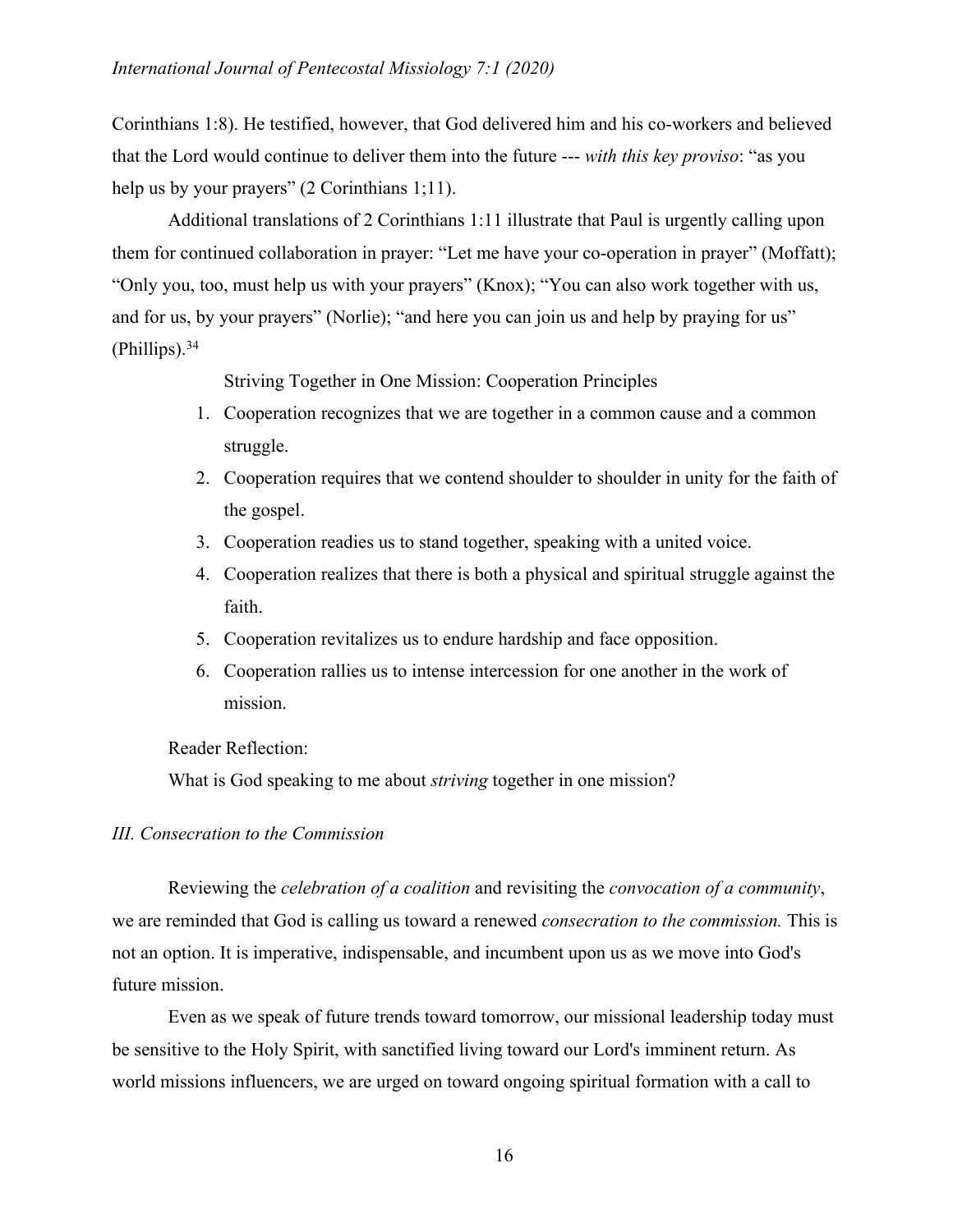Corinthians 1:8). He testified, however, that God delivered him and his co-workers and believed that the Lord would continue to deliver them into the future --- *with this key proviso*: "as you help us by your prayers" (2 Corinthians 1;11).

Additional translations of 2 Corinthians 1:11 illustrate that Paul is urgently calling upon them for continued collaboration in prayer: "Let me have your co-operation in prayer" (Moffatt); "Only you, too, must help us with your prayers" (Knox); "You can also work together with us, and for us, by your prayers" (Norlie); "and here you can join us and help by praying for us" (Phillips).[34]

Striving Together in One Mission: Cooperation Principles

1. Cooperation recognizes that we are together in a common cause and a common struggle.
2. Cooperation requires that we contend shoulder to shoulder in unity for the faith of the gospel.
3. Cooperation readies us to stand together, speaking with a united voice.
4. Cooperation realizes that there is both a physical and spiritual struggle against the faith.
5. Cooperation revitalizes us to endure hardship and face opposition.
6. Cooperation rallies us to intense intercession for one another in the work of mission.

Reader Reflection:

What is God speaking to me about *striving* together in one mission?

### *III. Consecration to the Commission*

Reviewing the *celebration of a coalition* and revisiting the *convocation of a community*, we are reminded that God is calling us toward a renewed *consecration to the commission.* This is not an option. It is imperative, indispensable, and incumbent upon us as we move into God's future mission.

Even as we speak of future trends toward tomorrow, our missional leadership today must be sensitive to the Holy Spirit, with sanctified living toward our Lord's imminent return. As world missions influencers, we are urged on toward ongoing spiritual formation with a call to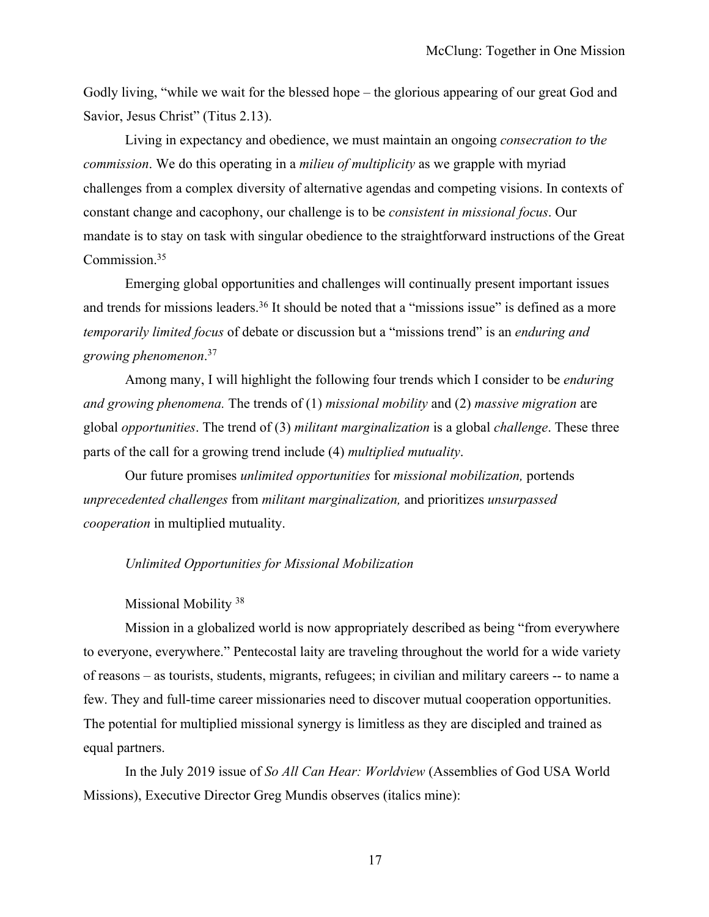Godly living, "while we wait for the blessed hope – the glorious appearing of our great God and Savior, Jesus Christ" (Titus 2.13).

Living in expectancy and obedience, we must maintain an ongoing *consecration to the commission*. We do this operating in a *milieu of multiplicity* as we grapple with myriad challenges from a complex diversity of alternative agendas and competing visions. In contexts of constant change and cacophony, our challenge is to be *consistent in missional focus*. Our mandate is to stay on task with singular obedience to the straightforward instructions of the Great Commission.[35]

Emerging global opportunities and challenges will continually present important issues and trends for missions leaders.[36] It should be noted that a "missions issue" is defined as a more *temporarily limited focus* of debate or discussion but a "missions trend" is an *enduring and growing phenomenon*.[37]

Among many, I will highlight the following four trends which I consider to be *enduring and growing phenomena.* The trends of (1) *missional mobility* and (2) *massive migration* are global *opportunities*. The trend of (3) *militant marginalization* is a global *challenge*. These three parts of the call for a growing trend include (4) *multiplied mutuality*.

Our future promises *unlimited opportunities* for *missional mobilization,* portends *unprecedented challenges* from *militant marginalization,* and prioritizes *unsurpassed cooperation* in multiplied mutuality.

### *Unlimited Opportunities for Missional Mobilization*

#### Missional Mobility [38]

Mission in a globalized world is now appropriately described as being "from everywhere to everyone, everywhere." Pentecostal laity are traveling throughout the world for a wide variety of reasons – as tourists, students, migrants, refugees; in civilian and military careers -- to name a few. They and full-time career missionaries need to discover mutual cooperation opportunities. The potential for multiplied missional synergy is limitless as they are discipled and trained as equal partners.

In the July 2019 issue of *So All Can Hear: Worldview* (Assemblies of God USA World Missions), Executive Director Greg Mundis observes (italics mine):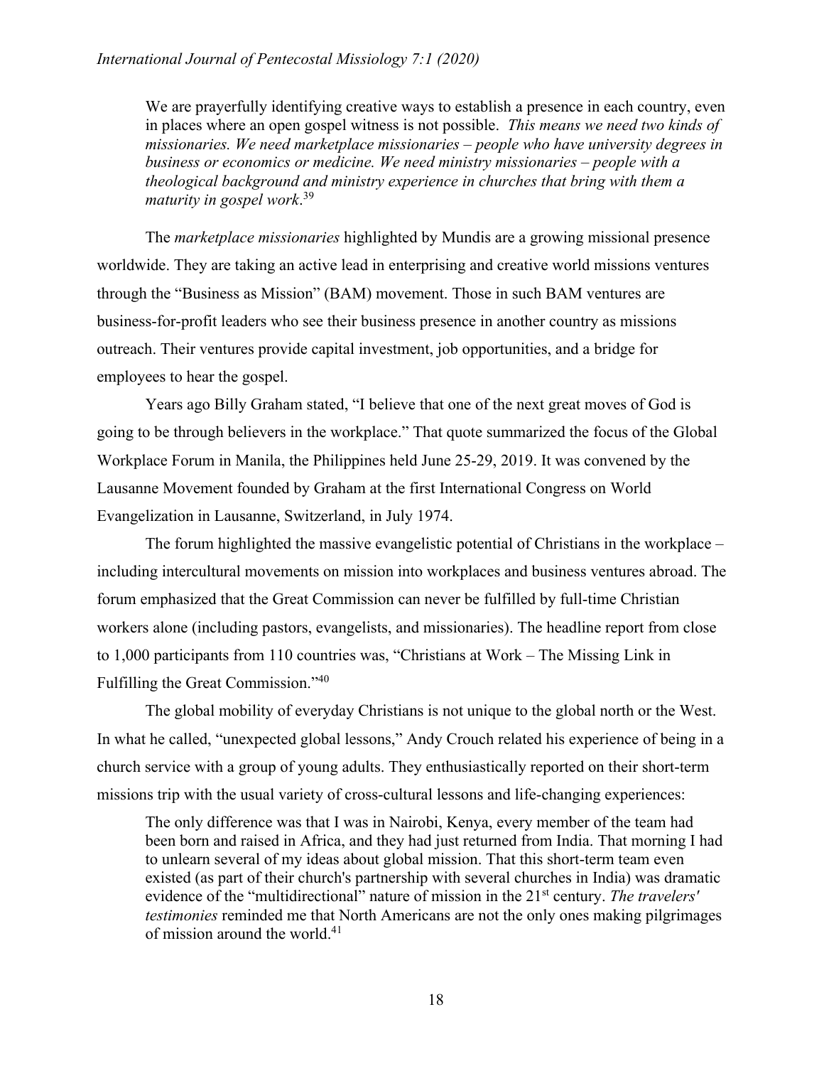> We are prayerfully identifying creative ways to establish a presence in each country, even in places where an open gospel witness is not possible. *This means we need two kinds of missionaries. We need marketplace missionaries – people who have university degrees in business or economics or medicine. We need ministry missionaries – people with a theological background and ministry experience in churches that bring with them a maturity in gospel work*.[39]

The *marketplace missionaries* highlighted by Mundis are a growing missional presence worldwide. They are taking an active lead in enterprising and creative world missions ventures through the "Business as Mission" (BAM) movement. Those in such BAM ventures are business-for-profit leaders who see their business presence in another country as missions outreach. Their ventures provide capital investment, job opportunities, and a bridge for employees to hear the gospel.

Years ago Billy Graham stated, "I believe that one of the next great moves of God is going to be through believers in the workplace." That quote summarized the focus of the Global Workplace Forum in Manila, the Philippines held June 25-29, 2019. It was convened by the Lausanne Movement founded by Graham at the first International Congress on World Evangelization in Lausanne, Switzerland, in July 1974.

The forum highlighted the massive evangelistic potential of Christians in the workplace – including intercultural movements on mission into workplaces and business ventures abroad. The forum emphasized that the Great Commission can never be fulfilled by full-time Christian workers alone (including pastors, evangelists, and missionaries). The headline report from close to 1,000 participants from 110 countries was, "Christians at Work – The Missing Link in Fulfilling the Great Commission."[40]

The global mobility of everyday Christians is not unique to the global north or the West. In what he called, "unexpected global lessons," Andy Crouch related his experience of being in a church service with a group of young adults. They enthusiastically reported on their short-term missions trip with the usual variety of cross-cultural lessons and life-changing experiences:

> The only difference was that I was in Nairobi, Kenya, every member of the team had been born and raised in Africa, and they had just returned from India. That morning I had to unlearn several of my ideas about global mission. That this short-term team even existed (as part of their church's partnership with several churches in India) was dramatic evidence of the "multidirectional" nature of mission in the 21st century. *The travelers' testimonies* reminded me that North Americans are not the only ones making pilgrimages of mission around the world.[41]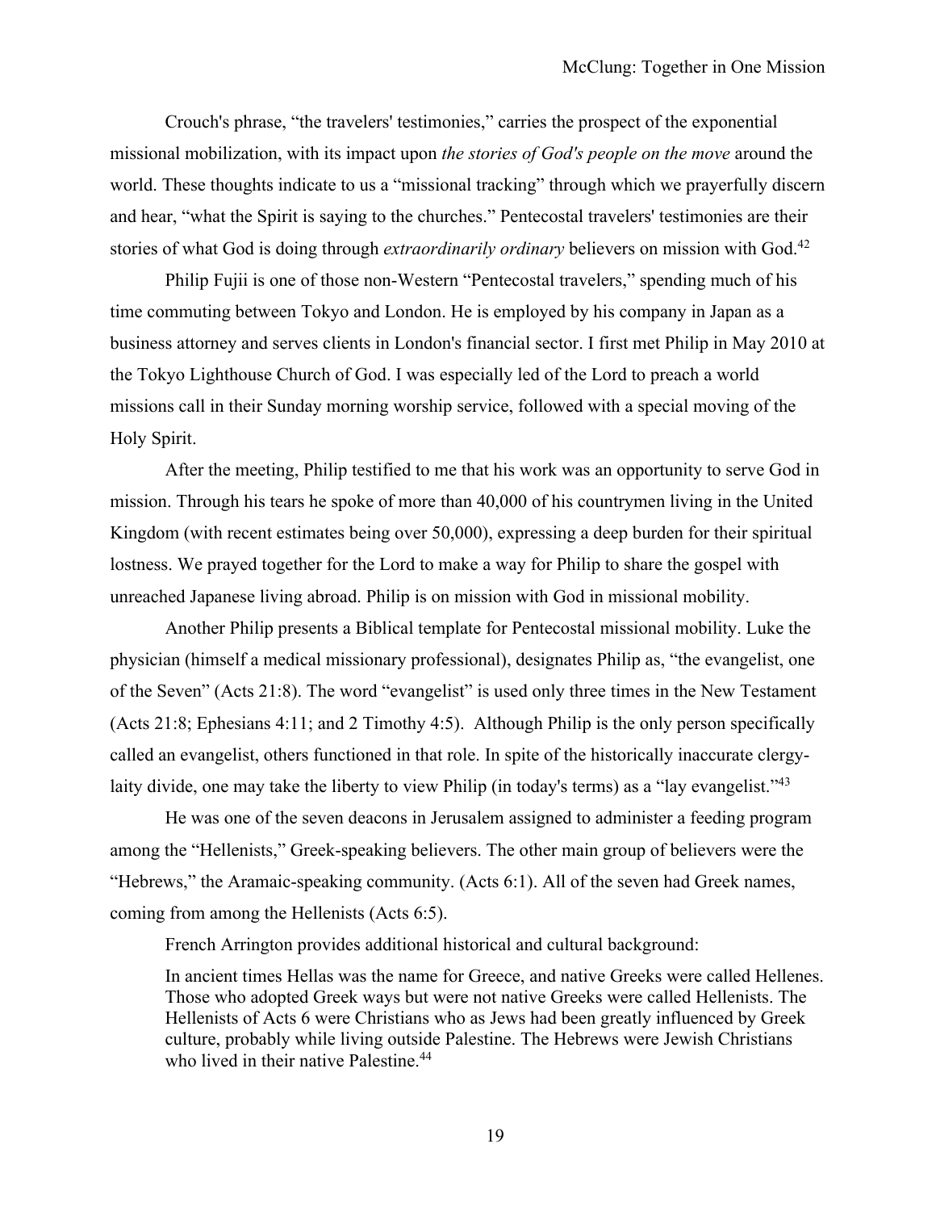Crouch's phrase, "the travelers' testimonies," carries the prospect of the exponential missional mobilization, with its impact upon *the stories of God's people on the move* around the world. These thoughts indicate to us a "missional tracking" through which we prayerfully discern and hear, "what the Spirit is saying to the churches." Pentecostal travelers' testimonies are their stories of what God is doing through *extraordinarily ordinary* believers on mission with God.[42]

Philip Fujii is one of those non-Western "Pentecostal travelers," spending much of his time commuting between Tokyo and London. He is employed by his company in Japan as a business attorney and serves clients in London's financial sector. I first met Philip in May 2010 at the Tokyo Lighthouse Church of God. I was especially led of the Lord to preach a world missions call in their Sunday morning worship service, followed with a special moving of the Holy Spirit.

After the meeting, Philip testified to me that his work was an opportunity to serve God in mission. Through his tears he spoke of more than 40,000 of his countrymen living in the United Kingdom (with recent estimates being over 50,000), expressing a deep burden for their spiritual lostness. We prayed together for the Lord to make a way for Philip to share the gospel with unreached Japanese living abroad. Philip is on mission with God in missional mobility.

Another Philip presents a Biblical template for Pentecostal missional mobility. Luke the physician (himself a medical missionary professional), designates Philip as, "the evangelist, one of the Seven" (Acts 21:8). The word "evangelist" is used only three times in the New Testament (Acts 21:8; Ephesians 4:11; and 2 Timothy 4:5). Although Philip is the only person specifically called an evangelist, others functioned in that role. In spite of the historically inaccurate clergy-laity divide, one may take the liberty to view Philip (in today's terms) as a "lay evangelist."[43]

He was one of the seven deacons in Jerusalem assigned to administer a feeding program among the "Hellenists," Greek-speaking believers. The other main group of believers were the "Hebrews," the Aramaic-speaking community. (Acts 6:1). All of the seven had Greek names, coming from among the Hellenists (Acts 6:5).

French Arrington provides additional historical and cultural background:

> In ancient times Hellas was the name for Greece, and native Greeks were called Hellenes. Those who adopted Greek ways but were not native Greeks were called Hellenists. The Hellenists of Acts 6 were Christians who as Jews had been greatly influenced by Greek culture, probably while living outside Palestine. The Hebrews were Jewish Christians who lived in their native Palestine.[44]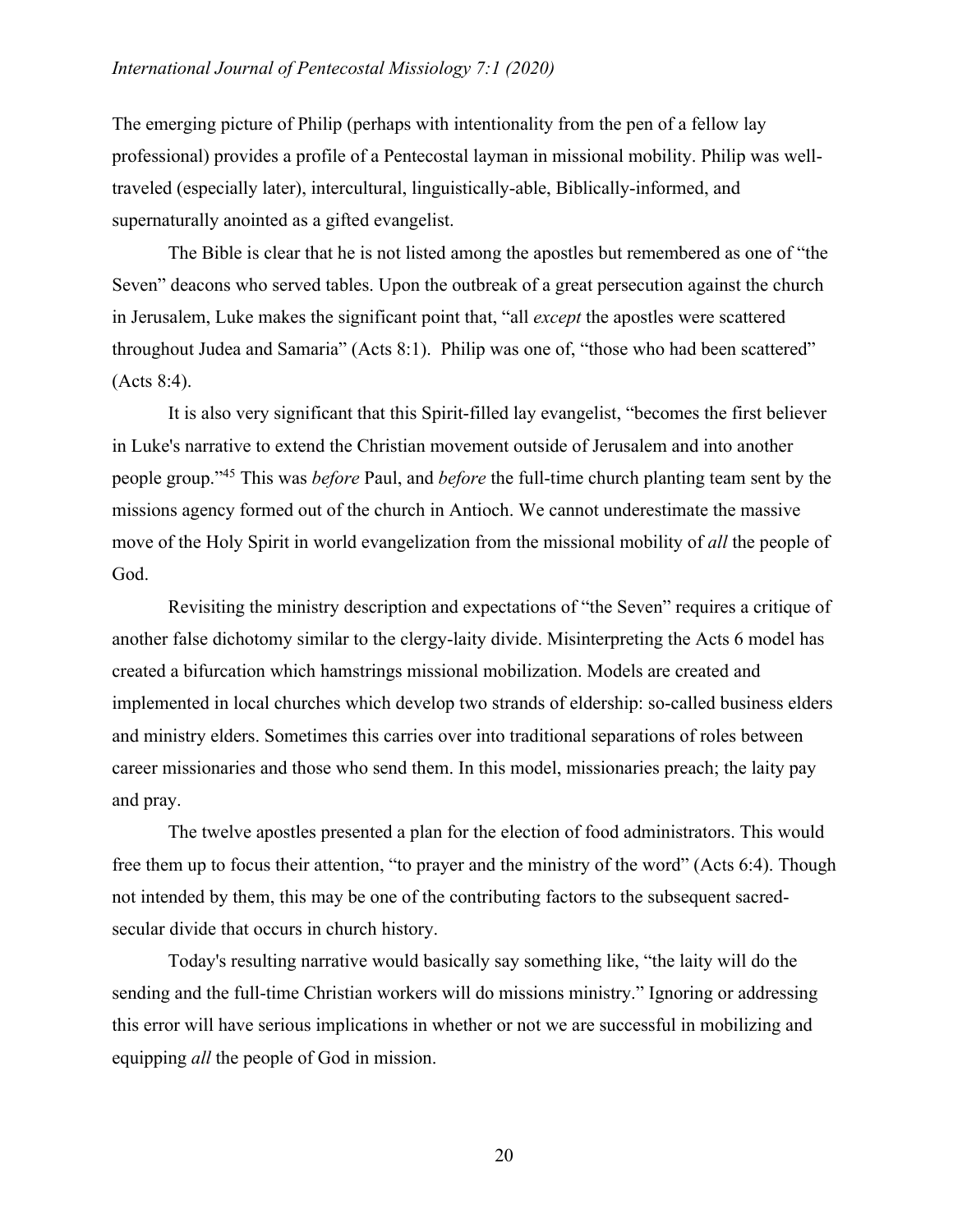The emerging picture of Philip (perhaps with intentionality from the pen of a fellow lay professional) provides a profile of a Pentecostal layman in missional mobility. Philip was well-traveled (especially later), intercultural, linguistically-able, Biblically-informed, and supernaturally anointed as a gifted evangelist.

The Bible is clear that he is not listed among the apostles but remembered as one of "the Seven" deacons who served tables. Upon the outbreak of a great persecution against the church in Jerusalem, Luke makes the significant point that, "all *except* the apostles were scattered throughout Judea and Samaria" (Acts 8:1). Philip was one of, "those who had been scattered" (Acts 8:4).

It is also very significant that this Spirit-filled lay evangelist, "becomes the first believer in Luke's narrative to extend the Christian movement outside of Jerusalem and into another people group."[45] This was *before* Paul, and *before* the full-time church planting team sent by the missions agency formed out of the church in Antioch. We cannot underestimate the massive move of the Holy Spirit in world evangelization from the missional mobility of *all* the people of God.

Revisiting the ministry description and expectations of "the Seven" requires a critique of another false dichotomy similar to the clergy-laity divide. Misinterpreting the Acts 6 model has created a bifurcation which hamstrings missional mobilization. Models are created and implemented in local churches which develop two strands of eldership: so-called business elders and ministry elders. Sometimes this carries over into traditional separations of roles between career missionaries and those who send them. In this model, missionaries preach; the laity pay and pray.

The twelve apostles presented a plan for the election of food administrators. This would free them up to focus their attention, "to prayer and the ministry of the word" (Acts 6:4). Though not intended by them, this may be one of the contributing factors to the subsequent sacred-secular divide that occurs in church history.

Today's resulting narrative would basically say something like, "the laity will do the sending and the full-time Christian workers will do missions ministry." Ignoring or addressing this error will have serious implications in whether or not we are successful in mobilizing and equipping *all* the people of God in mission.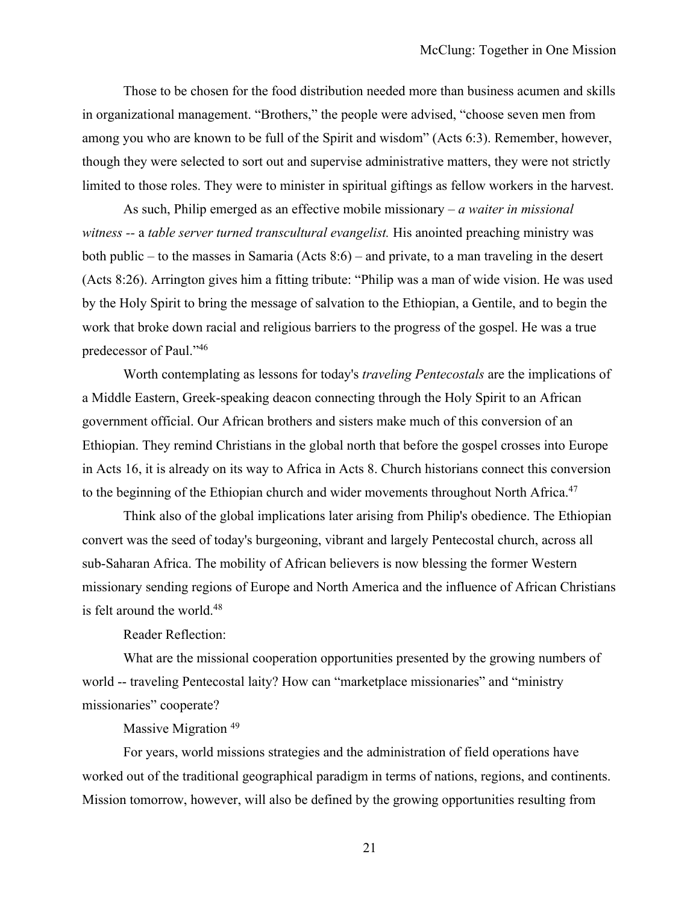Those to be chosen for the food distribution needed more than business acumen and skills in organizational management. "Brothers," the people were advised, "choose seven men from among you who are known to be full of the Spirit and wisdom" (Acts 6:3). Remember, however, though they were selected to sort out and supervise administrative matters, they were not strictly limited to those roles. They were to minister in spiritual giftings as fellow workers in the harvest.

As such, Philip emerged as an effective mobile missionary – *a waiter in missional witness --* a *table server turned transcultural evangelist.* His anointed preaching ministry was both public – to the masses in Samaria (Acts 8:6) – and private, to a man traveling in the desert (Acts 8:26). Arrington gives him a fitting tribute: "Philip was a man of wide vision. He was used by the Holy Spirit to bring the message of salvation to the Ethiopian, a Gentile, and to begin the work that broke down racial and religious barriers to the progress of the gospel. He was a true predecessor of Paul."[46]

Worth contemplating as lessons for today's *traveling Pentecostals* are the implications of a Middle Eastern, Greek-speaking deacon connecting through the Holy Spirit to an African government official. Our African brothers and sisters make much of this conversion of an Ethiopian. They remind Christians in the global north that before the gospel crosses into Europe in Acts 16, it is already on its way to Africa in Acts 8. Church historians connect this conversion to the beginning of the Ethiopian church and wider movements throughout North Africa.[47]

Think also of the global implications later arising from Philip's obedience. The Ethiopian convert was the seed of today's burgeoning, vibrant and largely Pentecostal church, across all sub-Saharan Africa. The mobility of African believers is now blessing the former Western missionary sending regions of Europe and North America and the influence of African Christians is felt around the world.[48]

Reader Reflection:

What are the missional cooperation opportunities presented by the growing numbers of world -- traveling Pentecostal laity? How can "marketplace missionaries" and "ministry missionaries" cooperate?

## Massive Migration [49]

For years, world missions strategies and the administration of field operations have worked out of the traditional geographical paradigm in terms of nations, regions, and continents. Mission tomorrow, however, will also be defined by the growing opportunities resulting from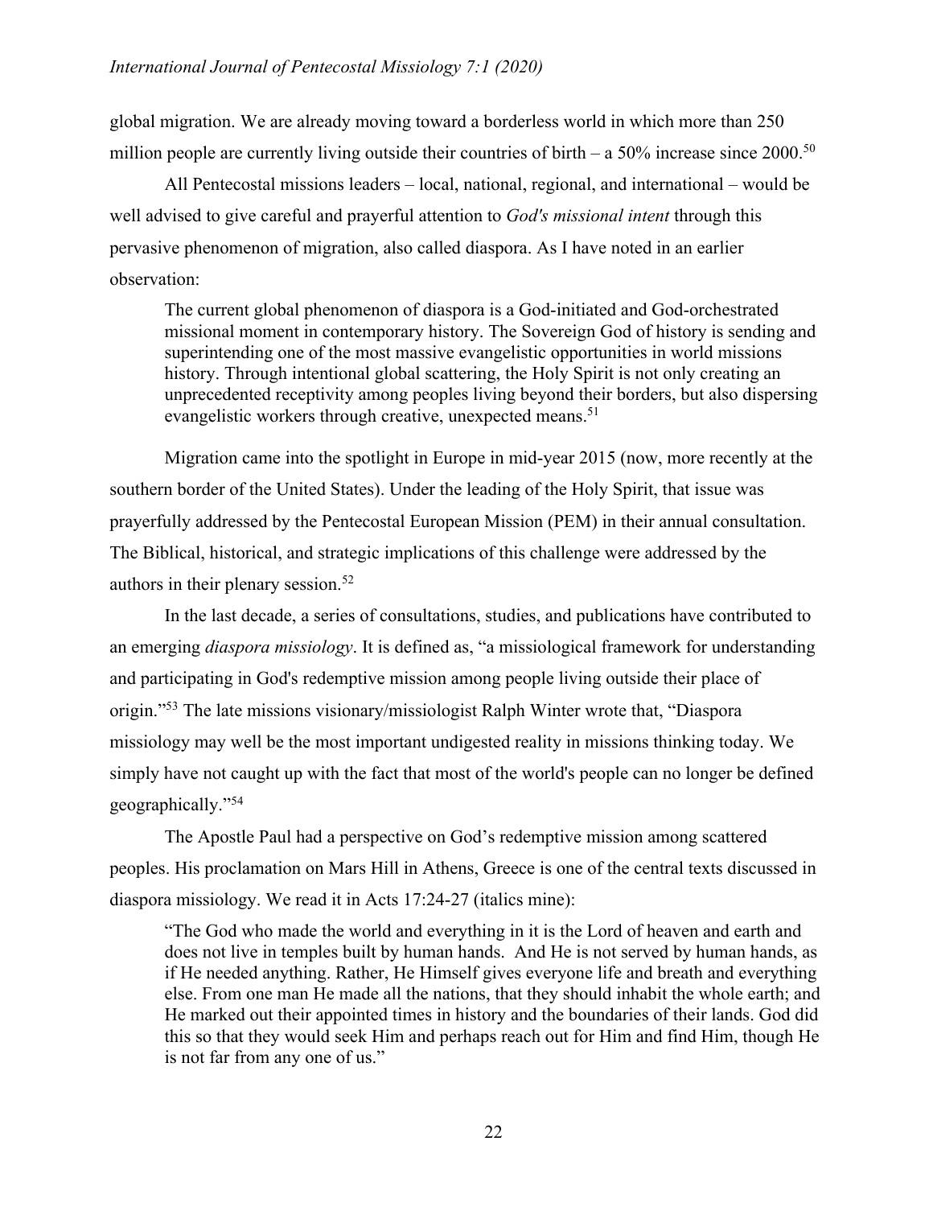global migration. We are already moving toward a borderless world in which more than 250 million people are currently living outside their countries of birth – a 50% increase since 2000.[50]

All Pentecostal missions leaders – local, national, regional, and international – would be well advised to give careful and prayerful attention to *God's missional intent* through this pervasive phenomenon of migration, also called diaspora. As I have noted in an earlier observation:

> The current global phenomenon of diaspora is a God-initiated and God-orchestrated missional moment in contemporary history. The Sovereign God of history is sending and superintending one of the most massive evangelistic opportunities in world missions history. Through intentional global scattering, the Holy Spirit is not only creating an unprecedented receptivity among peoples living beyond their borders, but also dispersing evangelistic workers through creative, unexpected means.[51]

Migration came into the spotlight in Europe in mid-year 2015 (now, more recently at the southern border of the United States). Under the leading of the Holy Spirit, that issue was prayerfully addressed by the Pentecostal European Mission (PEM) in their annual consultation. The Biblical, historical, and strategic implications of this challenge were addressed by the authors in their plenary session.[52]

In the last decade, a series of consultations, studies, and publications have contributed to an emerging *diaspora missiology*. It is defined as, "a missiological framework for understanding and participating in God's redemptive mission among people living outside their place of origin."[53] The late missions visionary/missiologist Ralph Winter wrote that, "Diaspora missiology may well be the most important undigested reality in missions thinking today. We simply have not caught up with the fact that most of the world's people can no longer be defined geographically."[54]

The Apostle Paul had a perspective on God's redemptive mission among scattered peoples. His proclamation on Mars Hill in Athens, Greece is one of the central texts discussed in diaspora missiology. We read it in Acts 17:24-27 (italics mine):

> "The God who made the world and everything in it is the Lord of heaven and earth and does not live in temples built by human hands. And He is not served by human hands, as if He needed anything. Rather, He Himself gives everyone life and breath and everything else. From one man He made all the nations, that they should inhabit the whole earth; and He marked out their appointed times in history and the boundaries of their lands. God did this so that they would seek Him and perhaps reach out for Him and find Him, though He is not far from any one of us."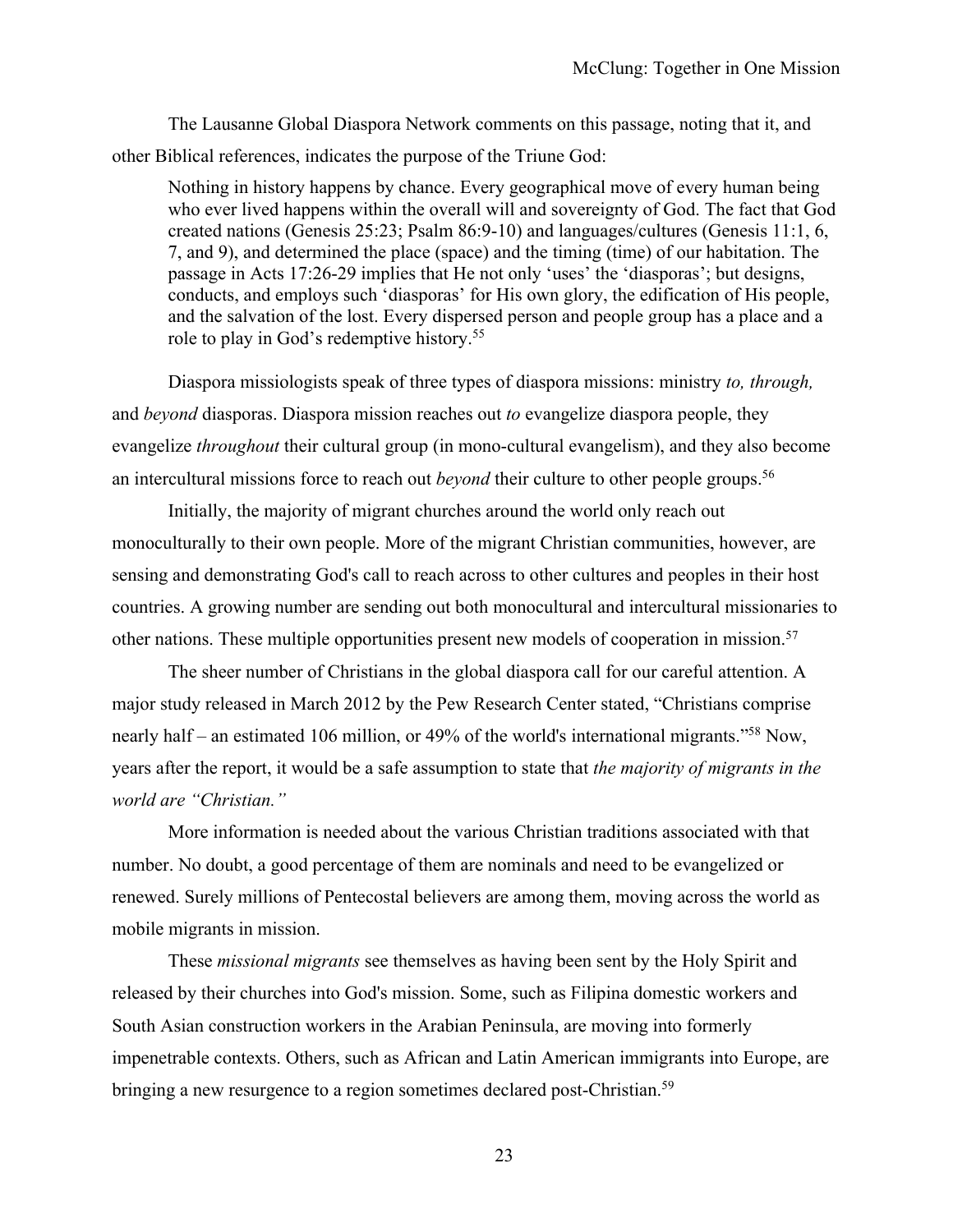The Lausanne Global Diaspora Network comments on this passage, noting that it, and other Biblical references, indicates the purpose of the Triune God:

> Nothing in history happens by chance. Every geographical move of every human being who ever lived happens within the overall will and sovereignty of God. The fact that God created nations (Genesis 25:23; Psalm 86:9-10) and languages/cultures (Genesis 11:1, 6, 7, and 9), and determined the place (space) and the timing (time) of our habitation. The passage in Acts 17:26-29 implies that He not only 'uses' the 'diasporas'; but designs, conducts, and employs such 'diasporas' for His own glory, the edification of His people, and the salvation of the lost. Every dispersed person and people group has a place and a role to play in God's redemptive history.[55]

Diaspora missiologists speak of three types of diaspora missions: ministry *to, through,* and *beyond* diasporas. Diaspora mission reaches out *to* evangelize diaspora people, they evangelize *throughout* their cultural group (in mono-cultural evangelism), and they also become an intercultural missions force to reach out *beyond* their culture to other people groups.[56]

Initially, the majority of migrant churches around the world only reach out monoculturally to their own people. More of the migrant Christian communities, however, are sensing and demonstrating God's call to reach across to other cultures and peoples in their host countries. A growing number are sending out both monocultural and intercultural missionaries to other nations. These multiple opportunities present new models of cooperation in mission.[57]

The sheer number of Christians in the global diaspora call for our careful attention. A major study released in March 2012 by the Pew Research Center stated, "Christians comprise nearly half – an estimated 106 million, or 49% of the world's international migrants."[58] Now, years after the report, it would be a safe assumption to state that *the majority of migrants in the world are "Christian."*

More information is needed about the various Christian traditions associated with that number. No doubt, a good percentage of them are nominals and need to be evangelized or renewed. Surely millions of Pentecostal believers are among them, moving across the world as mobile migrants in mission.

These *missional migrants* see themselves as having been sent by the Holy Spirit and released by their churches into God's mission. Some, such as Filipina domestic workers and South Asian construction workers in the Arabian Peninsula, are moving into formerly impenetrable contexts. Others, such as African and Latin American immigrants into Europe, are bringing a new resurgence to a region sometimes declared post-Christian.[59]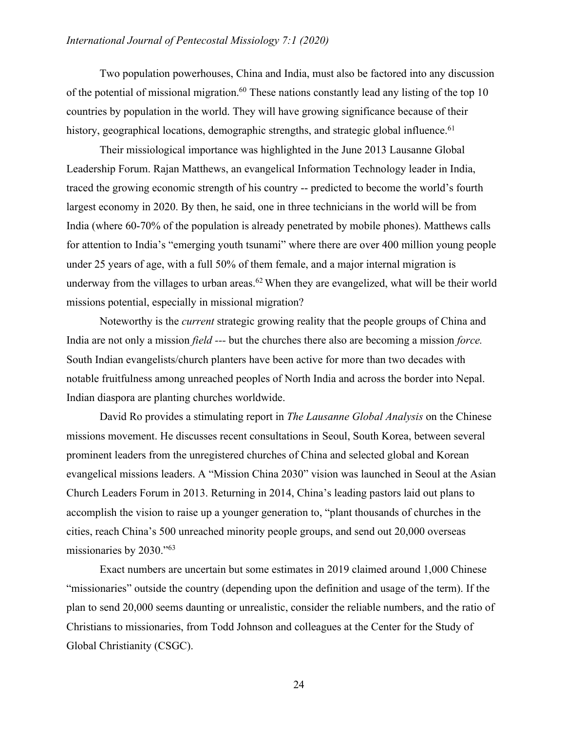Two population powerhouses, China and India, must also be factored into any discussion of the potential of missional migration.[60] These nations constantly lead any listing of the top 10 countries by population in the world. They will have growing significance because of their history, geographical locations, demographic strengths, and strategic global influence.[61]

Their missiological importance was highlighted in the June 2013 Lausanne Global Leadership Forum. Rajan Matthews, an evangelical Information Technology leader in India, traced the growing economic strength of his country -- predicted to become the world's fourth largest economy in 2020. By then, he said, one in three technicians in the world will be from India (where 60-70% of the population is already penetrated by mobile phones). Matthews calls for attention to India's "emerging youth tsunami" where there are over 400 million young people under 25 years of age, with a full 50% of them female, and a major internal migration is underway from the villages to urban areas.[62] When they are evangelized, what will be their world missions potential, especially in missional migration?

Noteworthy is the *current* strategic growing reality that the people groups of China and India are not only a mission *field* --- but the churches there also are becoming a mission *force.* South Indian evangelists/church planters have been active for more than two decades with notable fruitfulness among unreached peoples of North India and across the border into Nepal. Indian diaspora are planting churches worldwide.

David Ro provides a stimulating report in *The Lausanne Global Analysis* on the Chinese missions movement. He discusses recent consultations in Seoul, South Korea, between several prominent leaders from the unregistered churches of China and selected global and Korean evangelical missions leaders. A "Mission China 2030" vision was launched in Seoul at the Asian Church Leaders Forum in 2013. Returning in 2014, China's leading pastors laid out plans to accomplish the vision to raise up a younger generation to, "plant thousands of churches in the cities, reach China's 500 unreached minority people groups, and send out 20,000 overseas missionaries by 2030."[63]

Exact numbers are uncertain but some estimates in 2019 claimed around 1,000 Chinese "missionaries" outside the country (depending upon the definition and usage of the term). If the plan to send 20,000 seems daunting or unrealistic, consider the reliable numbers, and the ratio of Christians to missionaries, from Todd Johnson and colleagues at the Center for the Study of Global Christianity (CSGC).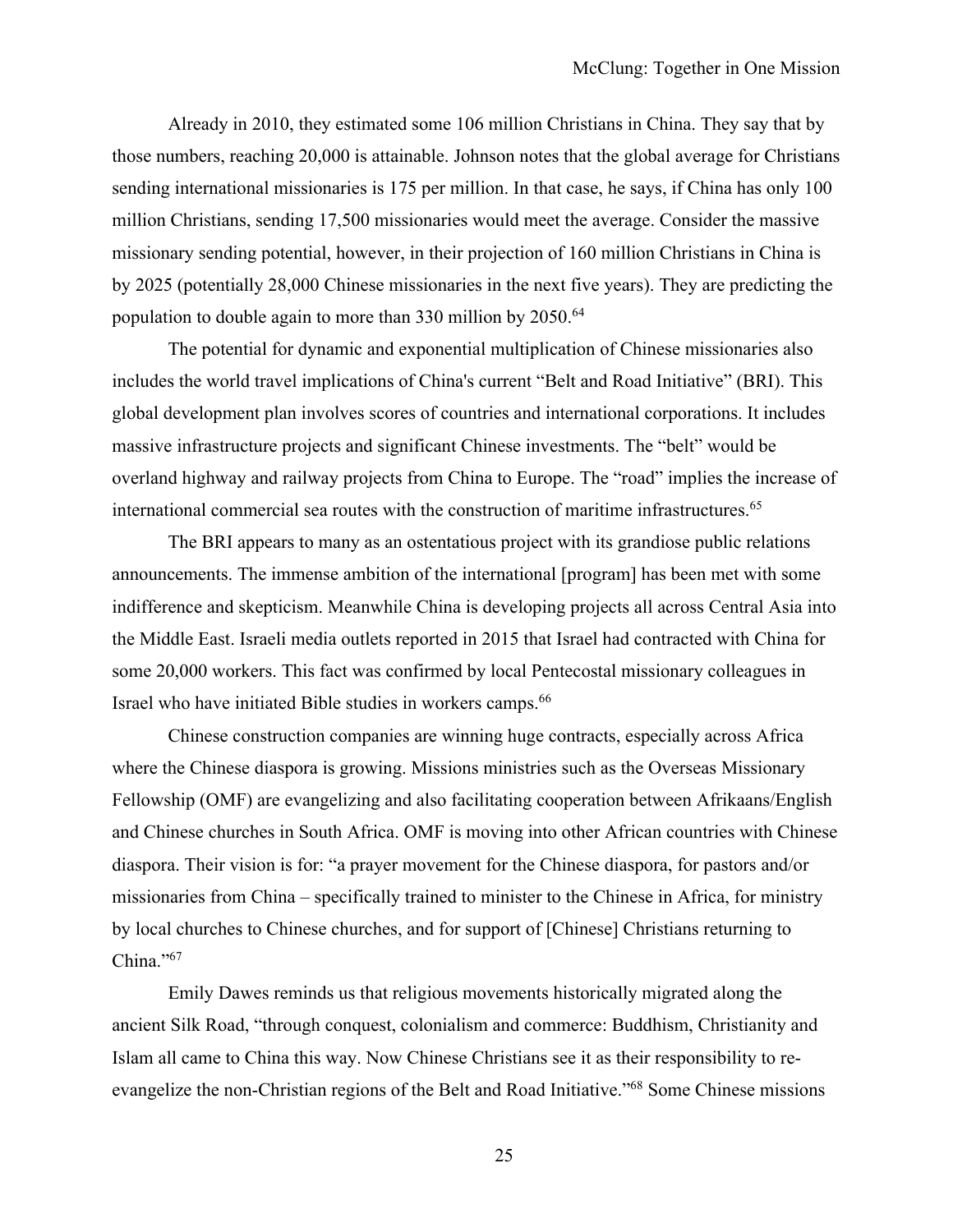Already in 2010, they estimated some 106 million Christians in China. They say that by those numbers, reaching 20,000 is attainable. Johnson notes that the global average for Christians sending international missionaries is 175 per million. In that case, he says, if China has only 100 million Christians, sending 17,500 missionaries would meet the average. Consider the massive missionary sending potential, however, in their projection of 160 million Christians in China is by 2025 (potentially 28,000 Chinese missionaries in the next five years). They are predicting the population to double again to more than 330 million by 2050.[64]

The potential for dynamic and exponential multiplication of Chinese missionaries also includes the world travel implications of China's current "Belt and Road Initiative" (BRI). This global development plan involves scores of countries and international corporations. It includes massive infrastructure projects and significant Chinese investments. The "belt" would be overland highway and railway projects from China to Europe. The "road" implies the increase of international commercial sea routes with the construction of maritime infrastructures.[65]

The BRI appears to many as an ostentatious project with its grandiose public relations announcements. The immense ambition of the international [program] has been met with some indifference and skepticism. Meanwhile China is developing projects all across Central Asia into the Middle East. Israeli media outlets reported in 2015 that Israel had contracted with China for some 20,000 workers. This fact was confirmed by local Pentecostal missionary colleagues in Israel who have initiated Bible studies in workers camps.[66]

Chinese construction companies are winning huge contracts, especially across Africa where the Chinese diaspora is growing. Missions ministries such as the Overseas Missionary Fellowship (OMF) are evangelizing and also facilitating cooperation between Afrikaans/English and Chinese churches in South Africa. OMF is moving into other African countries with Chinese diaspora. Their vision is for: "a prayer movement for the Chinese diaspora, for pastors and/or missionaries from China – specifically trained to minister to the Chinese in Africa, for ministry by local churches to Chinese churches, and for support of [Chinese] Christians returning to China."[67]

Emily Dawes reminds us that religious movements historically migrated along the ancient Silk Road, "through conquest, colonialism and commerce: Buddhism, Christianity and Islam all came to China this way. Now Chinese Christians see it as their responsibility to re-evangelize the non-Christian regions of the Belt and Road Initiative."[68] Some Chinese missions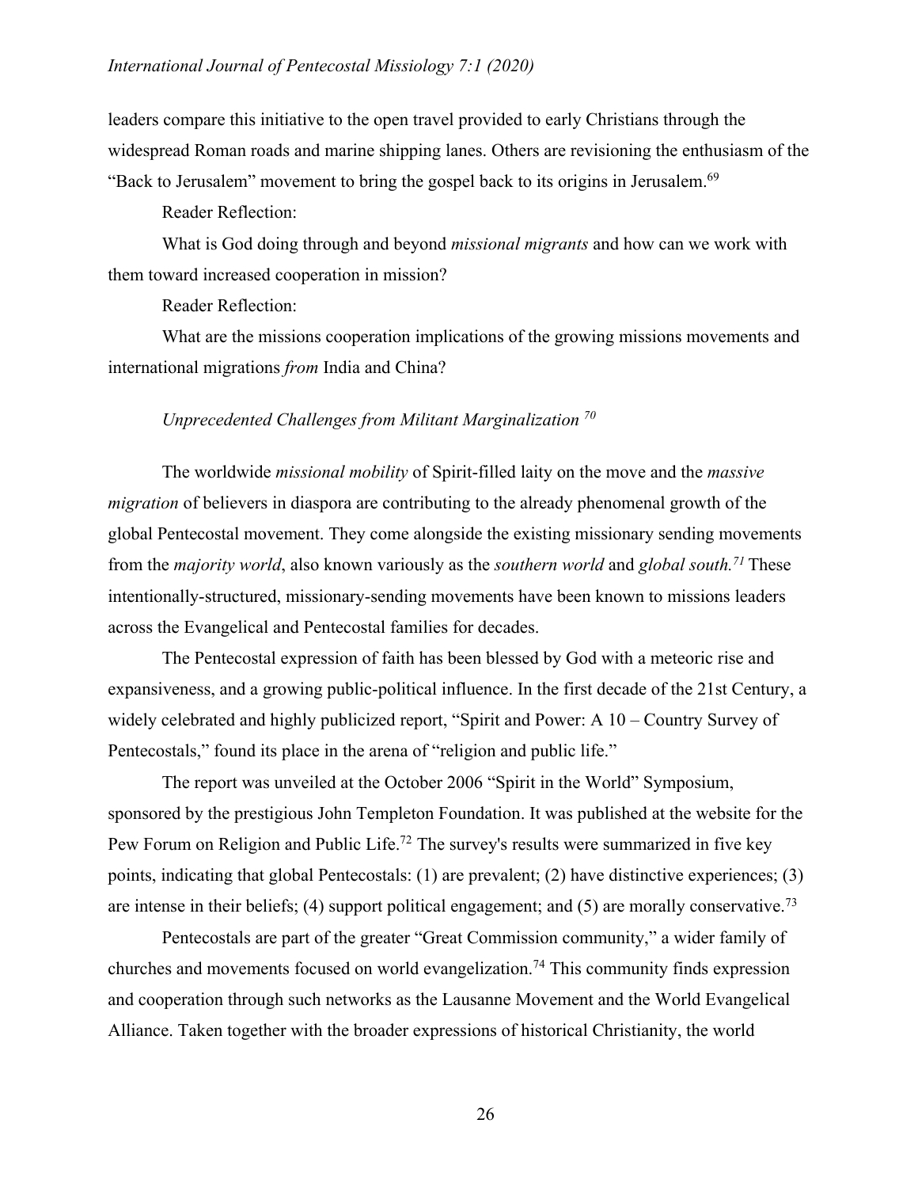leaders compare this initiative to the open travel provided to early Christians through the widespread Roman roads and marine shipping lanes. Others are revisioning the enthusiasm of the "Back to Jerusalem" movement to bring the gospel back to its origins in Jerusalem.[69]

Reader Reflection:

What is God doing through and beyond *missional migrants* and how can we work with them toward increased cooperation in mission?

Reader Reflection:

What are the missions cooperation implications of the growing missions movements and international migrations *from* India and China?

### *Unprecedented Challenges from Militant Marginalization* [70]

The worldwide *missional mobility* of Spirit-filled laity on the move and the *massive migration* of believers in diaspora are contributing to the already phenomenal growth of the global Pentecostal movement. They come alongside the existing missionary sending movements from the *majority world*, also known variously as the *southern world* and *global south.*[71] These intentionally-structured, missionary-sending movements have been known to missions leaders across the Evangelical and Pentecostal families for decades.

The Pentecostal expression of faith has been blessed by God with a meteoric rise and expansiveness, and a growing public-political influence. In the first decade of the 21st Century, a widely celebrated and highly publicized report, "Spirit and Power: A 10 – Country Survey of Pentecostals," found its place in the arena of "religion and public life."

The report was unveiled at the October 2006 "Spirit in the World" Symposium, sponsored by the prestigious John Templeton Foundation. It was published at the website for the Pew Forum on Religion and Public Life.[72] The survey's results were summarized in five key points, indicating that global Pentecostals: (1) are prevalent; (2) have distinctive experiences; (3) are intense in their beliefs; (4) support political engagement; and (5) are morally conservative.[73]

Pentecostals are part of the greater "Great Commission community," a wider family of churches and movements focused on world evangelization.[74] This community finds expression and cooperation through such networks as the Lausanne Movement and the World Evangelical Alliance. Taken together with the broader expressions of historical Christianity, the world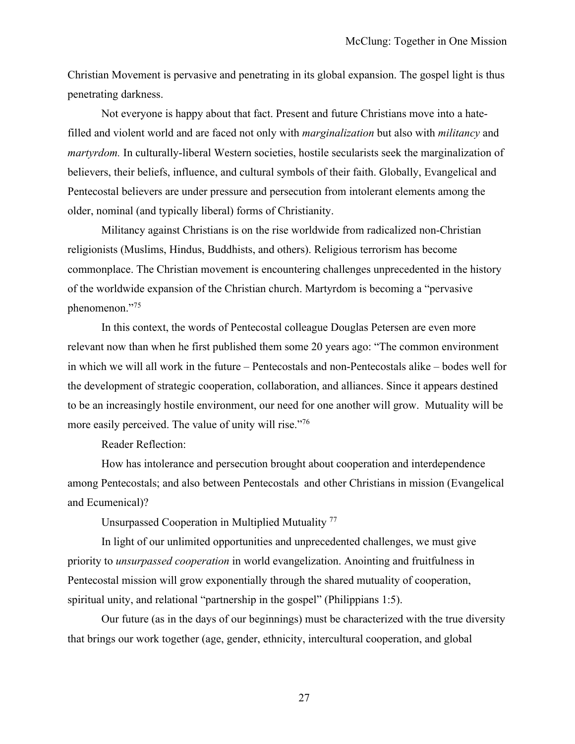Christian Movement is pervasive and penetrating in its global expansion. The gospel light is thus penetrating darkness.

Not everyone is happy about that fact. Present and future Christians move into a hate-filled and violent world and are faced not only with *marginalization* but also with *militancy* and *martyrdom.* In culturally-liberal Western societies, hostile secularists seek the marginalization of believers, their beliefs, influence, and cultural symbols of their faith. Globally, Evangelical and Pentecostal believers are under pressure and persecution from intolerant elements among the older, nominal (and typically liberal) forms of Christianity.

Militancy against Christians is on the rise worldwide from radicalized non-Christian religionists (Muslims, Hindus, Buddhists, and others). Religious terrorism has become commonplace. The Christian movement is encountering challenges unprecedented in the history of the worldwide expansion of the Christian church. Martyrdom is becoming a "pervasive phenomenon."[75]

In this context, the words of Pentecostal colleague Douglas Petersen are even more relevant now than when he first published them some 20 years ago: "The common environment in which we will all work in the future – Pentecostals and non-Pentecostals alike – bodes well for the development of strategic cooperation, collaboration, and alliances. Since it appears destined to be an increasingly hostile environment, our need for one another will grow. Mutuality will be more easily perceived. The value of unity will rise."[76]

Reader Reflection:

How has intolerance and persecution brought about cooperation and interdependence among Pentecostals; and also between Pentecostals and other Christians in mission (Evangelical and Ecumenical)?

Unsurpassed Cooperation in Multiplied Mutuality [77]

In light of our unlimited opportunities and unprecedented challenges, we must give priority to *unsurpassed cooperation* in world evangelization. Anointing and fruitfulness in Pentecostal mission will grow exponentially through the shared mutuality of cooperation, spiritual unity, and relational "partnership in the gospel" (Philippians 1:5).

Our future (as in the days of our beginnings) must be characterized with the true diversity that brings our work together (age, gender, ethnicity, intercultural cooperation, and global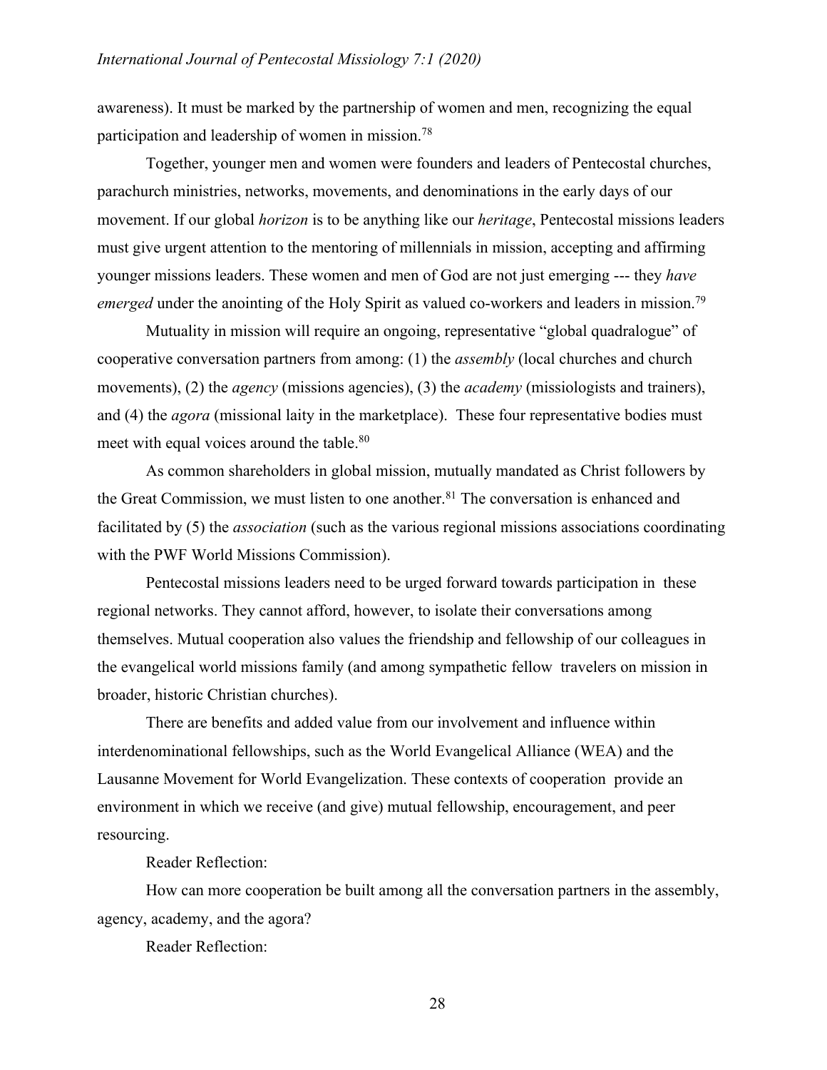awareness). It must be marked by the partnership of women and men, recognizing the equal participation and leadership of women in mission.[78]

Together, younger men and women were founders and leaders of Pentecostal churches, parachurch ministries, networks, movements, and denominations in the early days of our movement. If our global *horizon* is to be anything like our *heritage*, Pentecostal missions leaders must give urgent attention to the mentoring of millennials in mission, accepting and affirming younger missions leaders. These women and men of God are not just emerging --- they *have emerged* under the anointing of the Holy Spirit as valued co-workers and leaders in mission.[79]

Mutuality in mission will require an ongoing, representative "global quadralogue" of cooperative conversation partners from among: (1) the *assembly* (local churches and church movements), (2) the *agency* (missions agencies), (3) the *academy* (missiologists and trainers), and (4) the *agora* (missional laity in the marketplace). These four representative bodies must meet with equal voices around the table.[80]

As common shareholders in global mission, mutually mandated as Christ followers by the Great Commission, we must listen to one another.[81] The conversation is enhanced and facilitated by (5) the *association* (such as the various regional missions associations coordinating with the PWF World Missions Commission).

Pentecostal missions leaders need to be urged forward towards participation in these regional networks. They cannot afford, however, to isolate their conversations among themselves. Mutual cooperation also values the friendship and fellowship of our colleagues in the evangelical world missions family (and among sympathetic fellow travelers on mission in broader, historic Christian churches).

There are benefits and added value from our involvement and influence within interdenominational fellowships, such as the World Evangelical Alliance (WEA) and the Lausanne Movement for World Evangelization. These contexts of cooperation provide an environment in which we receive (and give) mutual fellowship, encouragement, and peer resourcing.

Reader Reflection:

How can more cooperation be built among all the conversation partners in the assembly, agency, academy, and the agora?

Reader Reflection: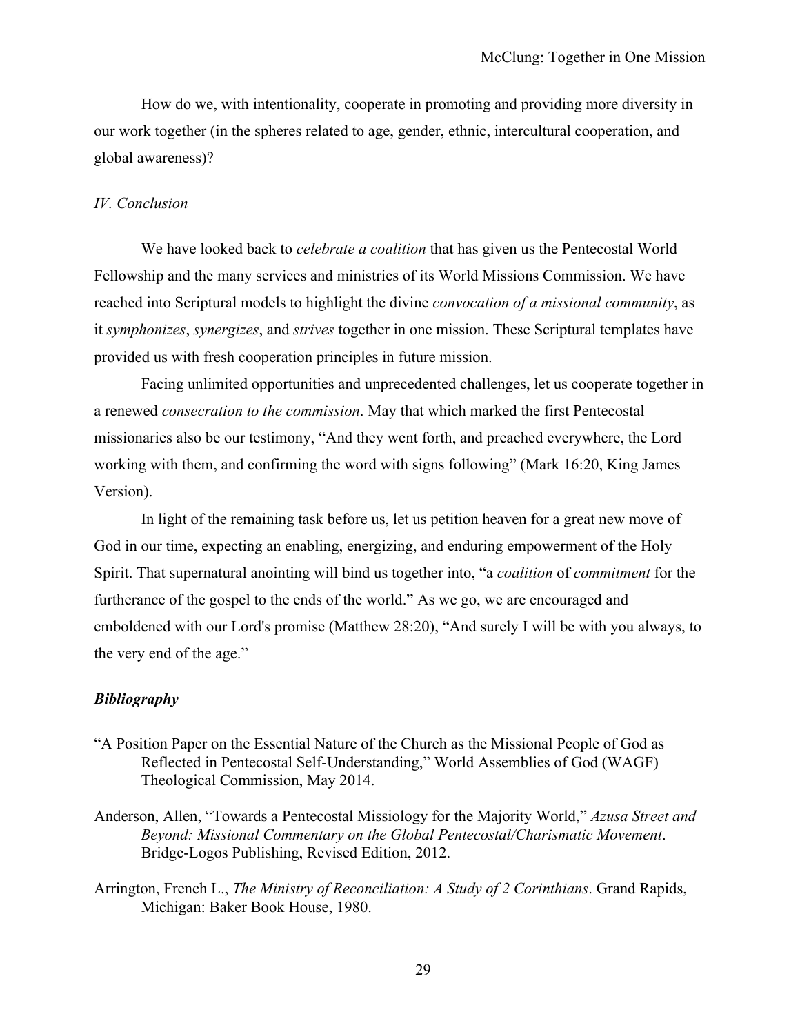How do we, with intentionality, cooperate in promoting and providing more diversity in our work together (in the spheres related to age, gender, ethnic, intercultural cooperation, and global awareness)?

### *IV. Conclusion*

We have looked back to *celebrate a coalition* that has given us the Pentecostal World Fellowship and the many services and ministries of its World Missions Commission. We have reached into Scriptural models to highlight the divine *convocation of a missional community*, as it *symphonizes*, *synergizes*, and *strives* together in one mission. These Scriptural templates have provided us with fresh cooperation principles in future mission.

Facing unlimited opportunities and unprecedented challenges, let us cooperate together in a renewed *consecration to the commission*. May that which marked the first Pentecostal missionaries also be our testimony, "And they went forth, and preached everywhere, the Lord working with them, and confirming the word with signs following" (Mark 16:20, King James Version).

In light of the remaining task before us, let us petition heaven for a great new move of God in our time, expecting an enabling, energizing, and enduring empowerment of the Holy Spirit. That supernatural anointing will bind us together into, "a *coalition* of *commitment* for the furtherance of the gospel to the ends of the world." As we go, we are encouraged and emboldened with our Lord's promise (Matthew 28:20), "And surely I will be with you always, to the very end of the age."

### ***Bibliography***

"A Position Paper on the Essential Nature of the Church as the Missional People of God as Reflected in Pentecostal Self-Understanding," World Assemblies of God (WAGF) Theological Commission, May 2014.

Anderson, Allen, "Towards a Pentecostal Missiology for the Majority World," *Azusa Street and Beyond: Missional Commentary on the Global Pentecostal/Charismatic Movement*. Bridge-Logos Publishing, Revised Edition, 2012.

Arrington, French L., *The Ministry of Reconciliation: A Study of 2 Corinthians*. Grand Rapids, Michigan: Baker Book House, 1980.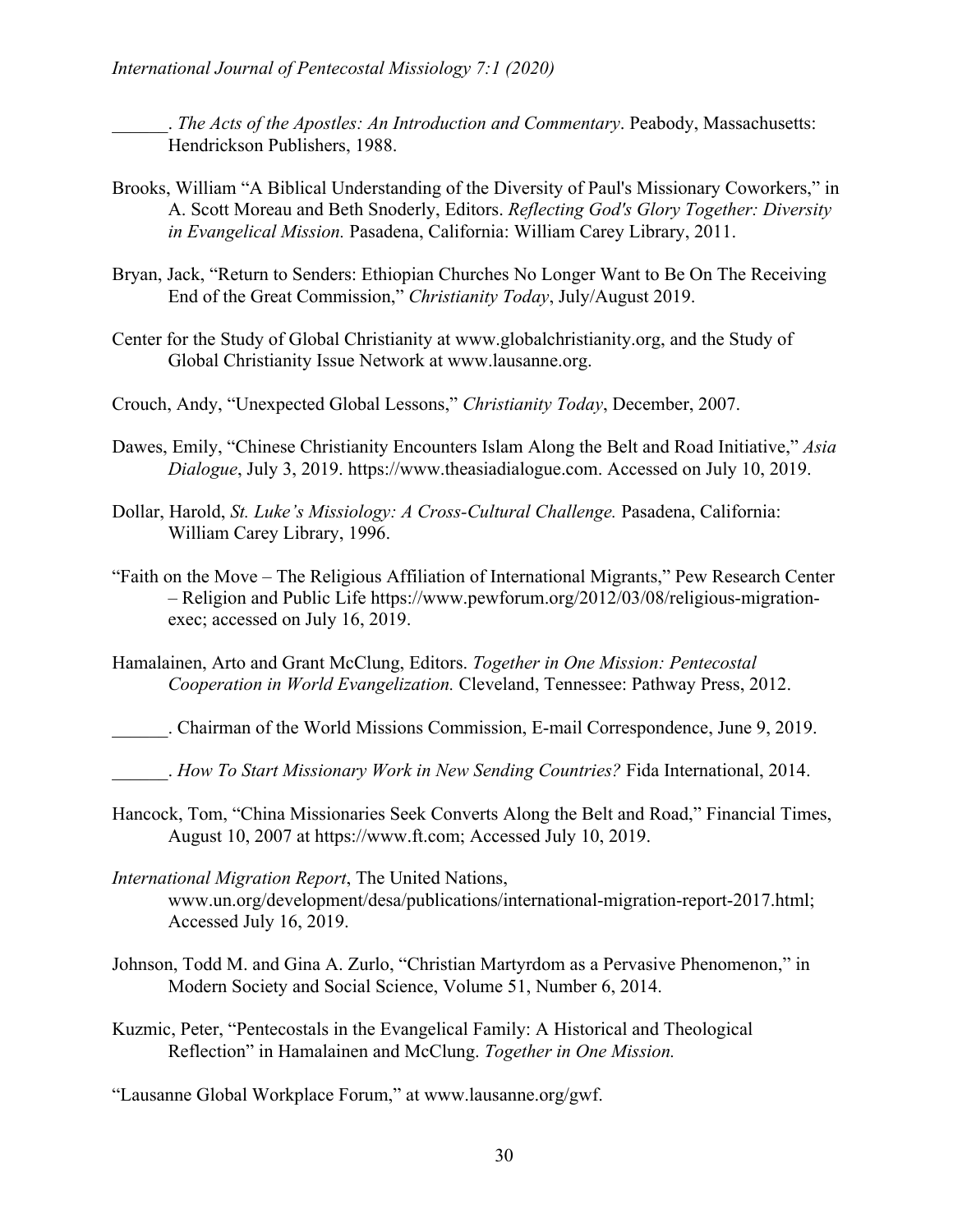______. *The Acts of the Apostles: An Introduction and Commentary*. Peabody, Massachusetts: Hendrickson Publishers, 1988.

Brooks, William "A Biblical Understanding of the Diversity of Paul's Missionary Coworkers," in A. Scott Moreau and Beth Snoderly, Editors. *Reflecting God's Glory Together: Diversity in Evangelical Mission.* Pasadena, California: William Carey Library, 2011.

Bryan, Jack, "Return to Senders: Ethiopian Churches No Longer Want to Be On The Receiving End of the Great Commission," *Christianity Today*, July/August 2019.

Center for the Study of Global Christianity at www.globalchristianity.org, and the Study of Global Christianity Issue Network at www.lausanne.org.

Crouch, Andy, "Unexpected Global Lessons," *Christianity Today*, December, 2007.

Dawes, Emily, "Chinese Christianity Encounters Islam Along the Belt and Road Initiative," *Asia Dialogue*, July 3, 2019. https://www.theasiadialogue.com. Accessed on July 10, 2019.

Dollar, Harold, *St. Luke's Missiology: A Cross-Cultural Challenge.* Pasadena, California: William Carey Library, 1996.

"Faith on the Move – The Religious Affiliation of International Migrants," Pew Research Center – Religion and Public Life https://www.pewforum.org/2012/03/08/religious-migration-exec; accessed on July 16, 2019.

Hamalainen, Arto and Grant McClung, Editors. *Together in One Mission: Pentecostal Cooperation in World Evangelization.* Cleveland, Tennessee: Pathway Press, 2012.

______. Chairman of the World Missions Commission, E-mail Correspondence, June 9, 2019.

______. *How To Start Missionary Work in New Sending Countries?* Fida International, 2014.

Hancock, Tom, "China Missionaries Seek Converts Along the Belt and Road," Financial Times, August 10, 2007 at https://www.ft.com; Accessed July 10, 2019.

*International Migration Report*, The United Nations, www.un.org/development/desa/publications/international-migration-report-2017.html; Accessed July 16, 2019.

Johnson, Todd M. and Gina A. Zurlo, "Christian Martyrdom as a Pervasive Phenomenon," in Modern Society and Social Science, Volume 51, Number 6, 2014.

Kuzmic, Peter, "Pentecostals in the Evangelical Family: A Historical and Theological Reflection" in Hamalainen and McClung. *Together in One Mission.*

"Lausanne Global Workplace Forum," at www.lausanne.org/gwf.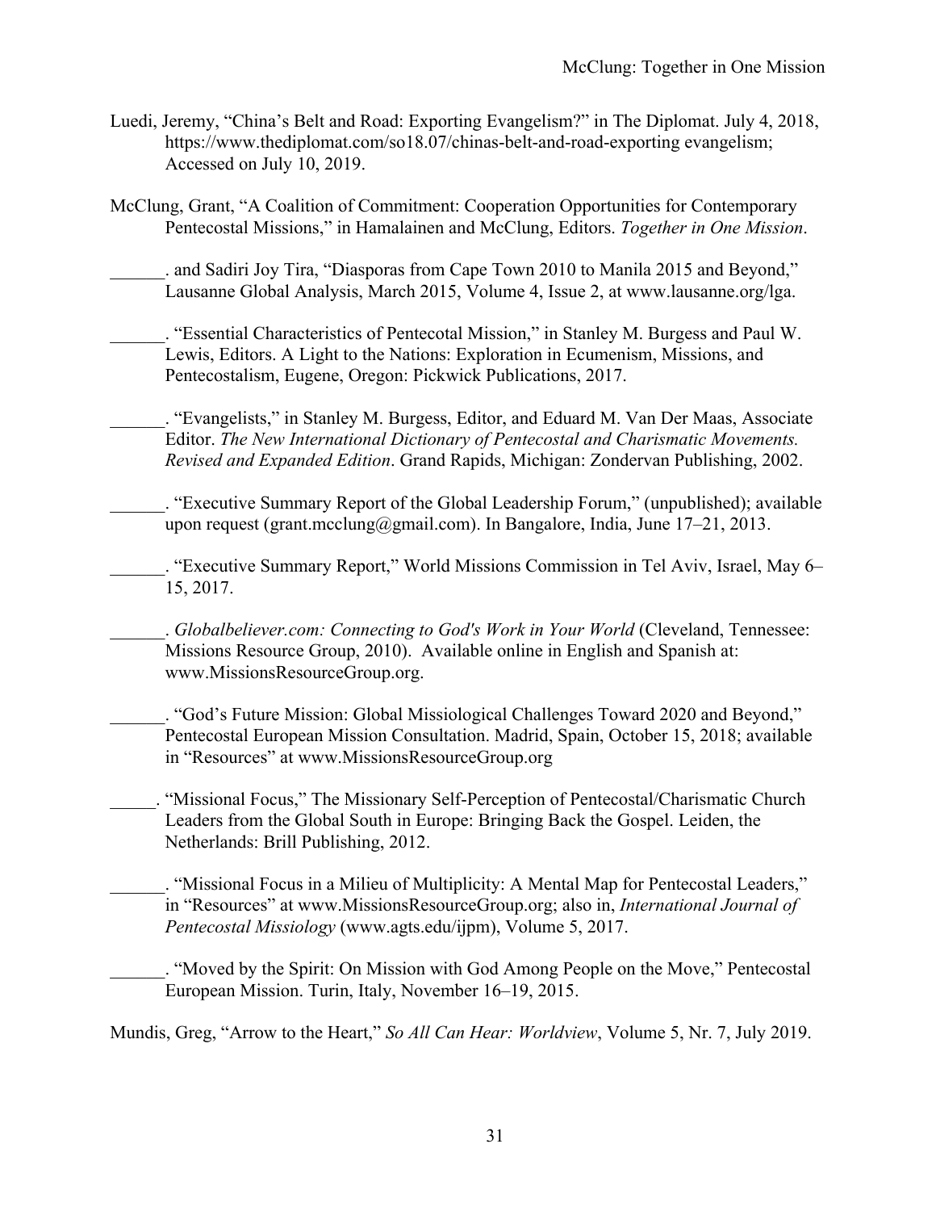Luedi, Jeremy, "China's Belt and Road: Exporting Evangelism?" in The Diplomat. July 4, 2018, https://www.thediplomat.com/so18.07/chinas-belt-and-road-exporting evangelism; Accessed on July 10, 2019.

McClung, Grant, "A Coalition of Commitment: Cooperation Opportunities for Contemporary Pentecostal Missions," in Hamalainen and McClung, Editors. *Together in One Mission*.

\_\_\_\_\_\_. and Sadiri Joy Tira, "Diasporas from Cape Town 2010 to Manila 2015 and Beyond," Lausanne Global Analysis, March 2015, Volume 4, Issue 2, at www.lausanne.org/lga.

\_\_\_\_\_\_. "Essential Characteristics of Pentecotal Mission," in Stanley M. Burgess and Paul W. Lewis, Editors. A Light to the Nations: Exploration in Ecumenism, Missions, and Pentecostalism, Eugene, Oregon: Pickwick Publications, 2017.

\_\_\_\_\_\_. "Evangelists," in Stanley M. Burgess, Editor, and Eduard M. Van Der Maas, Associate Editor. *The New International Dictionary of Pentecostal and Charismatic Movements. Revised and Expanded Edition*. Grand Rapids, Michigan: Zondervan Publishing, 2002.

\_\_\_\_\_\_. "Executive Summary Report of the Global Leadership Forum," (unpublished); available upon request (grant.mcclung@gmail.com). In Bangalore, India, June 17–21, 2013.

\_\_\_\_\_\_. "Executive Summary Report," World Missions Commission in Tel Aviv, Israel, May 6–15, 2017.

\_\_\_\_\_\_. *Globalbeliever.com: Connecting to God's Work in Your World* (Cleveland, Tennessee: Missions Resource Group, 2010). Available online in English and Spanish at: www.MissionsResourceGroup.org.

\_\_\_\_\_\_. "God's Future Mission: Global Missiological Challenges Toward 2020 and Beyond," Pentecostal European Mission Consultation. Madrid, Spain, October 15, 2018; available in "Resources" at www.MissionsResourceGroup.org

\_\_\_\_\_. "Missional Focus," The Missionary Self-Perception of Pentecostal/Charismatic Church Leaders from the Global South in Europe: Bringing Back the Gospel. Leiden, the Netherlands: Brill Publishing, 2012.

\_\_\_\_\_\_. "Missional Focus in a Milieu of Multiplicity: A Mental Map for Pentecostal Leaders," in "Resources" at www.MissionsResourceGroup.org; also in, *International Journal of Pentecostal Missiology* (www.agts.edu/ijpm), Volume 5, 2017.

\_\_\_\_\_\_. "Moved by the Spirit: On Mission with God Among People on the Move," Pentecostal European Mission. Turin, Italy, November 16–19, 2015.

Mundis, Greg, "Arrow to the Heart," *So All Can Hear: Worldview*, Volume 5, Nr. 7, July 2019.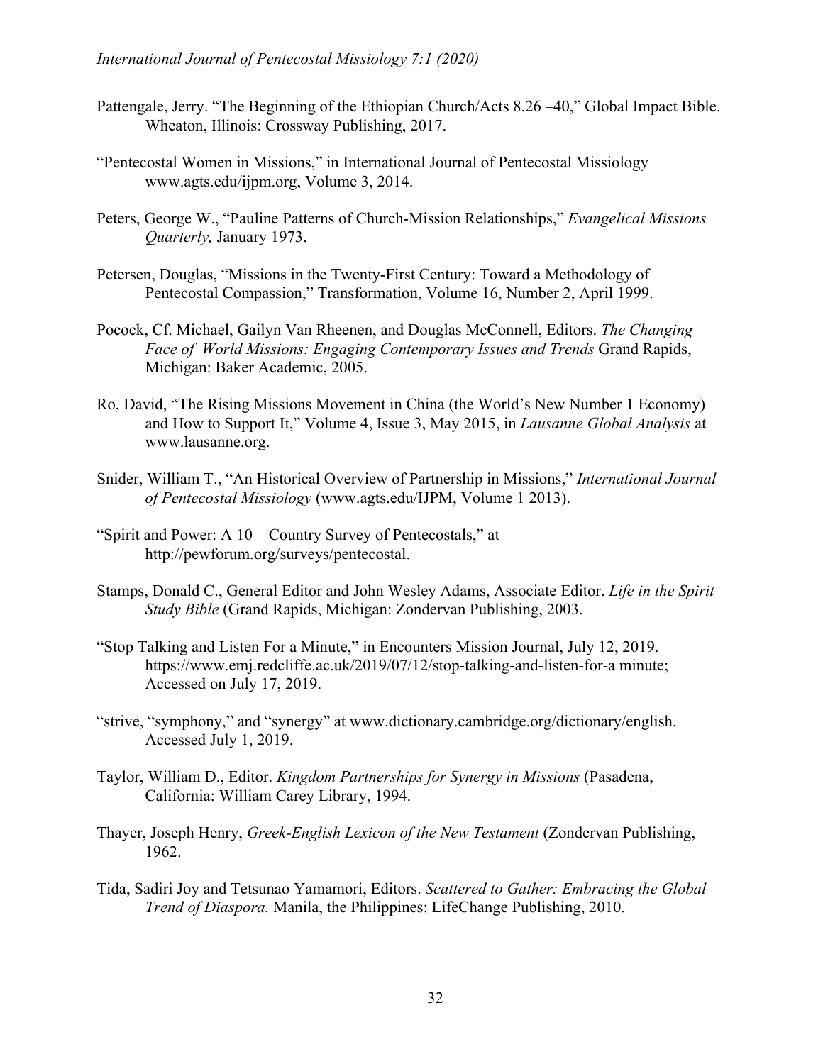Pattengale, Jerry. "The Beginning of the Ethiopian Church/Acts 8.26 –40," Global Impact Bible. Wheaton, Illinois: Crossway Publishing, 2017.

"Pentecostal Women in Missions," in International Journal of Pentecostal Missiology www.agts.edu/ijpm.org, Volume 3, 2014.

Peters, George W., "Pauline Patterns of Church-Mission Relationships," *Evangelical Missions Quarterly,* January 1973.

Petersen, Douglas, "Missions in the Twenty-First Century: Toward a Methodology of Pentecostal Compassion," Transformation, Volume 16, Number 2, April 1999.

Pocock, Cf. Michael, Gailyn Van Rheenen, and Douglas McConnell, Editors. *The Changing Face of World Missions: Engaging Contemporary Issues and Trends* Grand Rapids, Michigan: Baker Academic, 2005.

Ro, David, "The Rising Missions Movement in China (the World's New Number 1 Economy) and How to Support It," Volume 4, Issue 3, May 2015, in *Lausanne Global Analysis* at www.lausanne.org.

Snider, William T., "An Historical Overview of Partnership in Missions," *International Journal of Pentecostal Missiology* (www.agts.edu/IJPM, Volume 1 2013).

"Spirit and Power: A 10 – Country Survey of Pentecostals," at http://pewforum.org/surveys/pentecostal.

Stamps, Donald C., General Editor and John Wesley Adams, Associate Editor. *Life in the Spirit Study Bible* (Grand Rapids, Michigan: Zondervan Publishing, 2003.

"Stop Talking and Listen For a Minute," in Encounters Mission Journal, July 12, 2019. https://www.emj.redcliffe.ac.uk/2019/07/12/stop-talking-and-listen-for-a minute; Accessed on July 17, 2019.

"strive, "symphony," and "synergy" at www.dictionary.cambridge.org/dictionary/english. Accessed July 1, 2019.

Taylor, William D., Editor. *Kingdom Partnerships for Synergy in Missions* (Pasadena, California: William Carey Library, 1994.

Thayer, Joseph Henry, *Greek-English Lexicon of the New Testament* (Zondervan Publishing, 1962.

Tida, Sadiri Joy and Tetsunao Yamamori, Editors. *Scattered to Gather: Embracing the Global Trend of Diaspora.* Manila, the Philippines: LifeChange Publishing, 2010.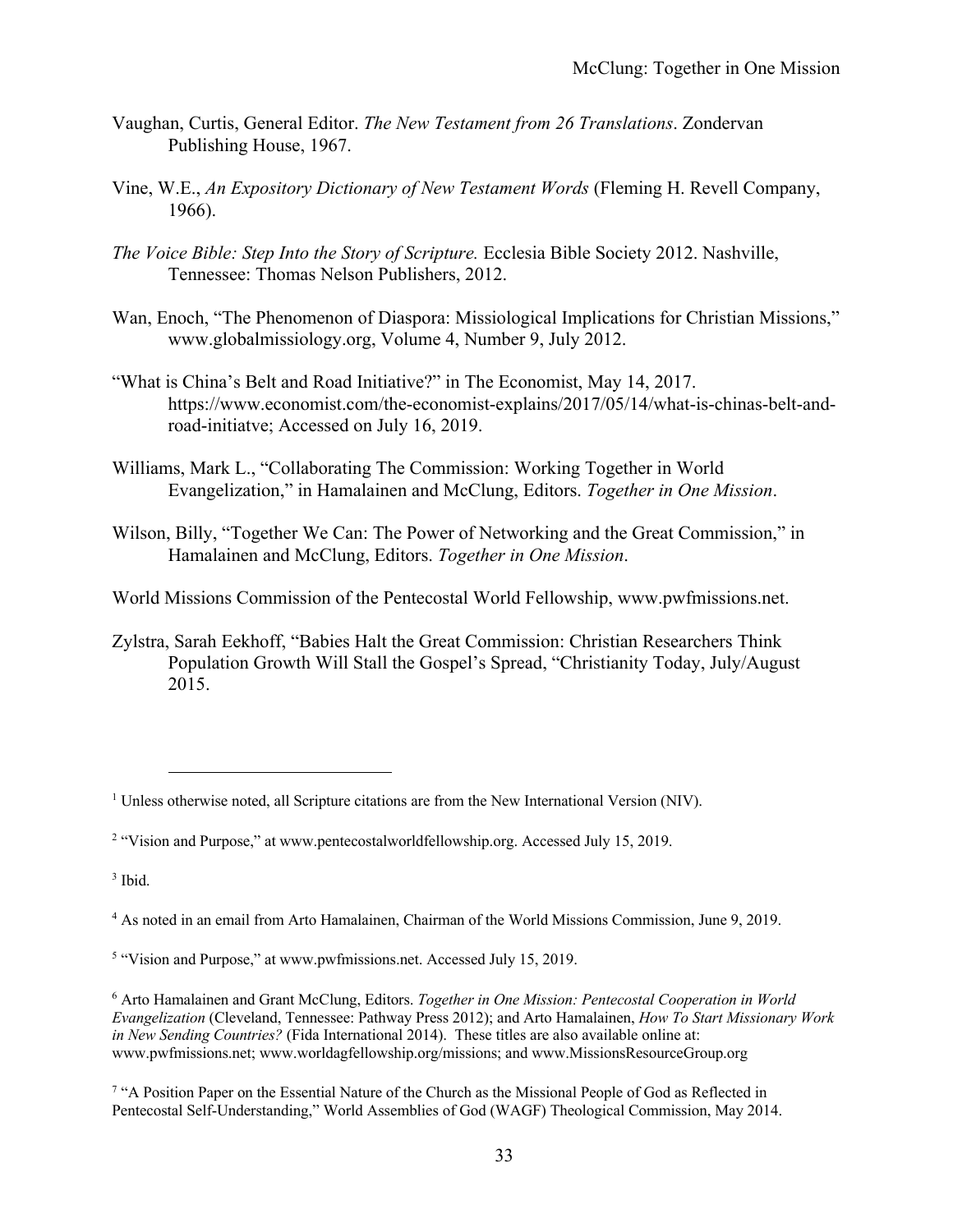Vaughan, Curtis, General Editor. *The New Testament from 26 Translations*. Zondervan Publishing House, 1967.

Vine, W.E., *An Expository Dictionary of New Testament Words* (Fleming H. Revell Company, 1966).

*The Voice Bible: Step Into the Story of Scripture.* Ecclesia Bible Society 2012. Nashville, Tennessee: Thomas Nelson Publishers, 2012.

Wan, Enoch, "The Phenomenon of Diaspora: Missiological Implications for Christian Missions," www.globalmissiology.org, Volume 4, Number 9, July 2012.

"What is China's Belt and Road Initiative?" in The Economist, May 14, 2017. https://www.economist.com/the-economist-explains/2017/05/14/what-is-chinas-belt-and-road-initiatve; Accessed on July 16, 2019.

Williams, Mark L., "Collaborating The Commission: Working Together in World Evangelization," in Hamalainen and McClung, Editors. *Together in One Mission*.

Wilson, Billy, "Together We Can: The Power of Networking and the Great Commission," in Hamalainen and McClung, Editors. *Together in One Mission*.

World Missions Commission of the Pentecostal World Fellowship, www.pwfmissions.net.

Zylstra, Sarah Eekhoff, "Babies Halt the Great Commission: Christian Researchers Think Population Growth Will Stall the Gospel's Spread, "Christianity Today, July/August 2015.

---

[1] Unless otherwise noted, all Scripture citations are from the New International Version (NIV).

[2] "Vision and Purpose," at www.pentecostalworldfellowship.org. Accessed July 15, 2019.

[3] Ibid.

[4] As noted in an email from Arto Hamalainen, Chairman of the World Missions Commission, June 9, 2019.

[5] "Vision and Purpose," at www.pwfmissions.net. Accessed July 15, 2019.

[6] Arto Hamalainen and Grant McClung, Editors. *Together in One Mission: Pentecostal Cooperation in World Evangelization* (Cleveland, Tennessee: Pathway Press 2012); and Arto Hamalainen, *How To Start Missionary Work in New Sending Countries?* (Fida International 2014). These titles are also available online at: www.pwfmissions.net; www.worldagfellowship.org/missions; and www.MissionsResourceGroup.org

[7] "A Position Paper on the Essential Nature of the Church as the Missional People of God as Reflected in Pentecostal Self-Understanding," World Assemblies of God (WAGF) Theological Commission, May 2014.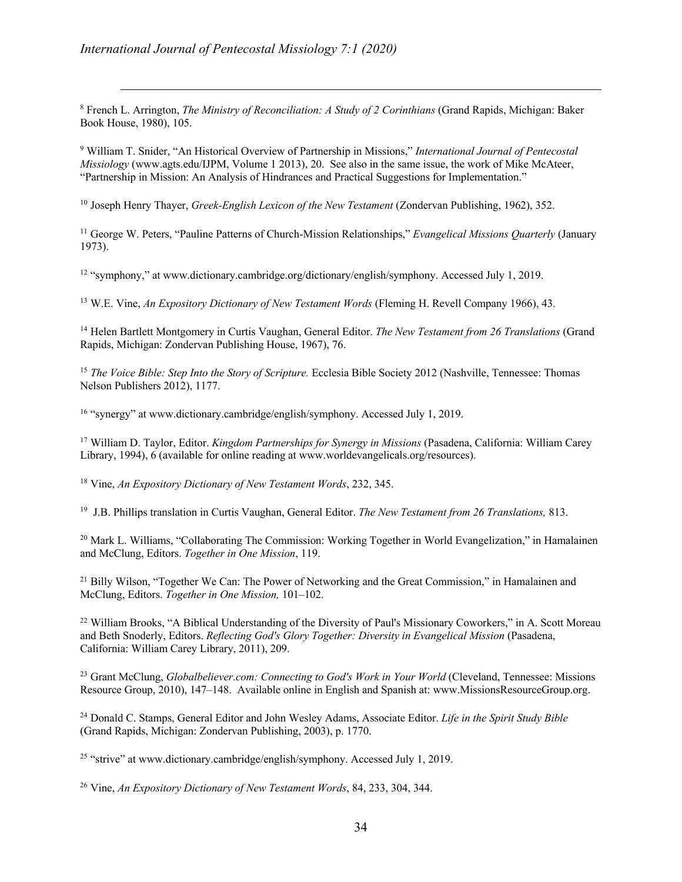[8] French L. Arrington, *The Ministry of Reconciliation: A Study of 2 Corinthians* (Grand Rapids, Michigan: Baker Book House, 1980), 105.

[9] William T. Snider, "An Historical Overview of Partnership in Missions," *International Journal of Pentecostal Missiology* (www.agts.edu/IJPM, Volume 1 2013), 20. See also in the same issue, the work of Mike McAteer, "Partnership in Mission: An Analysis of Hindrances and Practical Suggestions for Implementation."

[10] Joseph Henry Thayer, *Greek-English Lexicon of the New Testament* (Zondervan Publishing, 1962), 352.

[11] George W. Peters, "Pauline Patterns of Church-Mission Relationships," *Evangelical Missions Quarterly* (January 1973).

[12] "symphony," at www.dictionary.cambridge.org/dictionary/english/symphony. Accessed July 1, 2019.

[13] W.E. Vine, *An Expository Dictionary of New Testament Words* (Fleming H. Revell Company 1966), 43.

[14] Helen Bartlett Montgomery in Curtis Vaughan, General Editor. *The New Testament from 26 Translations* (Grand Rapids, Michigan: Zondervan Publishing House, 1967), 76.

[15] *The Voice Bible: Step Into the Story of Scripture.* Ecclesia Bible Society 2012 (Nashville, Tennessee: Thomas Nelson Publishers 2012), 1177.

[16] "synergy" at www.dictionary.cambridge/english/symphony. Accessed July 1, 2019.

[17] William D. Taylor, Editor. *Kingdom Partnerships for Synergy in Missions* (Pasadena, California: William Carey Library, 1994), 6 (available for online reading at www.worldevangelicals.org/resources).

[18] Vine, *An Expository Dictionary of New Testament Words*, 232, 345.

[19] J.B. Phillips translation in Curtis Vaughan, General Editor. *The New Testament from 26 Translations,* 813.

[20] Mark L. Williams, "Collaborating The Commission: Working Together in World Evangelization," in Hamalainen and McClung, Editors. *Together in One Mission*, 119.

[21] Billy Wilson, "Together We Can: The Power of Networking and the Great Commission," in Hamalainen and McClung, Editors. *Together in One Mission,* 101–102.

[22] William Brooks, "A Biblical Understanding of the Diversity of Paul's Missionary Coworkers," in A. Scott Moreau and Beth Snoderly, Editors. *Reflecting God's Glory Together: Diversity in Evangelical Mission* (Pasadena, California: William Carey Library, 2011), 209.

[23] Grant McClung, *Globalbeliever.com: Connecting to God's Work in Your World* (Cleveland, Tennessee: Missions Resource Group, 2010), 147–148. Available online in English and Spanish at: www.MissionsResourceGroup.org.

[24] Donald C. Stamps, General Editor and John Wesley Adams, Associate Editor. *Life in the Spirit Study Bible* (Grand Rapids, Michigan: Zondervan Publishing, 2003), p. 1770.

[25] "strive" at www.dictionary.cambridge/english/symphony. Accessed July 1, 2019.

[26] Vine, *An Expository Dictionary of New Testament Words*, 84, 233, 304, 344.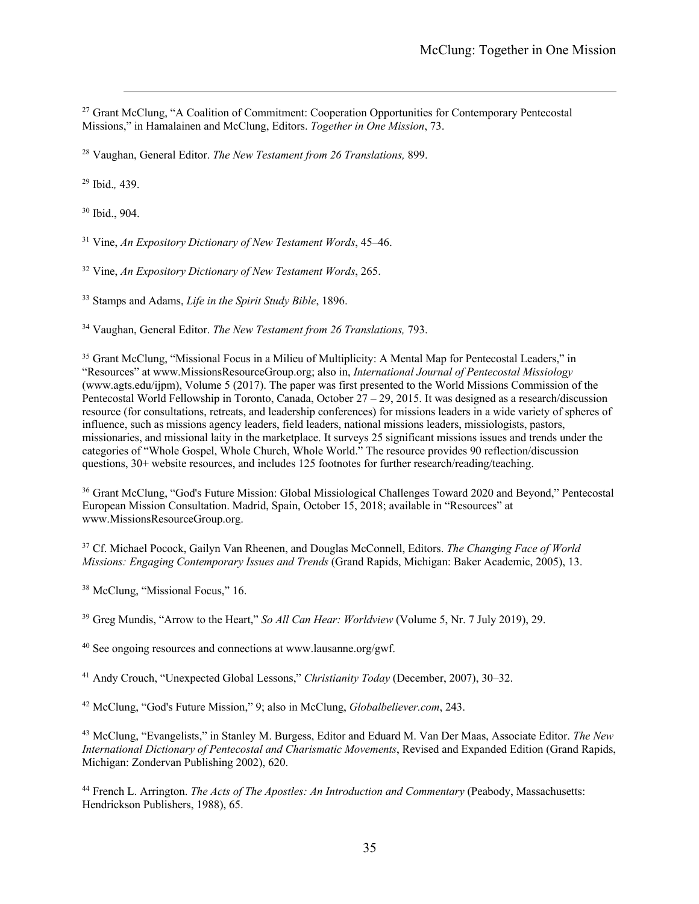[27] Grant McClung, "A Coalition of Commitment: Cooperation Opportunities for Contemporary Pentecostal Missions," in Hamalainen and McClung, Editors. *Together in One Mission*, 73.

[28] Vaughan, General Editor. *The New Testament from 26 Translations,* 899.

[29] Ibid.*,* 439.

[30] Ibid., 904.

[31] Vine, *An Expository Dictionary of New Testament Words*, 45–46.

[32] Vine, *An Expository Dictionary of New Testament Words*, 265.

[33] Stamps and Adams, *Life in the Spirit Study Bible*, 1896.

[34] Vaughan, General Editor. *The New Testament from 26 Translations,* 793.

[35] Grant McClung, "Missional Focus in a Milieu of Multiplicity: A Mental Map for Pentecostal Leaders," in "Resources" at www.MissionsResourceGroup.org; also in, *International Journal of Pentecostal Missiology* (www.agts.edu/ijpm), Volume 5 (2017). The paper was first presented to the World Missions Commission of the Pentecostal World Fellowship in Toronto, Canada, October 27 – 29, 2015. It was designed as a research/discussion resource (for consultations, retreats, and leadership conferences) for missions leaders in a wide variety of spheres of influence, such as missions agency leaders, field leaders, national missions leaders, missiologists, pastors, missionaries, and missional laity in the marketplace. It surveys 25 significant missions issues and trends under the categories of "Whole Gospel, Whole Church, Whole World." The resource provides 90 reflection/discussion questions, 30+ website resources, and includes 125 footnotes for further research/reading/teaching.

[36] Grant McClung, "God's Future Mission: Global Missiological Challenges Toward 2020 and Beyond," Pentecostal European Mission Consultation. Madrid, Spain, October 15, 2018; available in "Resources" at www.MissionsResourceGroup.org.

[37] Cf. Michael Pocock, Gailyn Van Rheenen, and Douglas McConnell, Editors. *The Changing Face of World Missions: Engaging Contemporary Issues and Trends* (Grand Rapids, Michigan: Baker Academic, 2005), 13.

[38] McClung, "Missional Focus," 16.

[39] Greg Mundis, "Arrow to the Heart," *So All Can Hear: Worldview* (Volume 5, Nr. 7 July 2019), 29.

[40] See ongoing resources and connections at www.lausanne.org/gwf.

[41] Andy Crouch, "Unexpected Global Lessons," *Christianity Today* (December, 2007), 30–32.

[42] McClung, "God's Future Mission," 9; also in McClung, *Globalbeliever.com*, 243.

[43] McClung, "Evangelists," in Stanley M. Burgess, Editor and Eduard M. Van Der Maas, Associate Editor. *The New International Dictionary of Pentecostal and Charismatic Movements*, Revised and Expanded Edition (Grand Rapids, Michigan: Zondervan Publishing 2002), 620.

[44] French L. Arrington. *The Acts of The Apostles: An Introduction and Commentary* (Peabody, Massachusetts: Hendrickson Publishers, 1988), 65.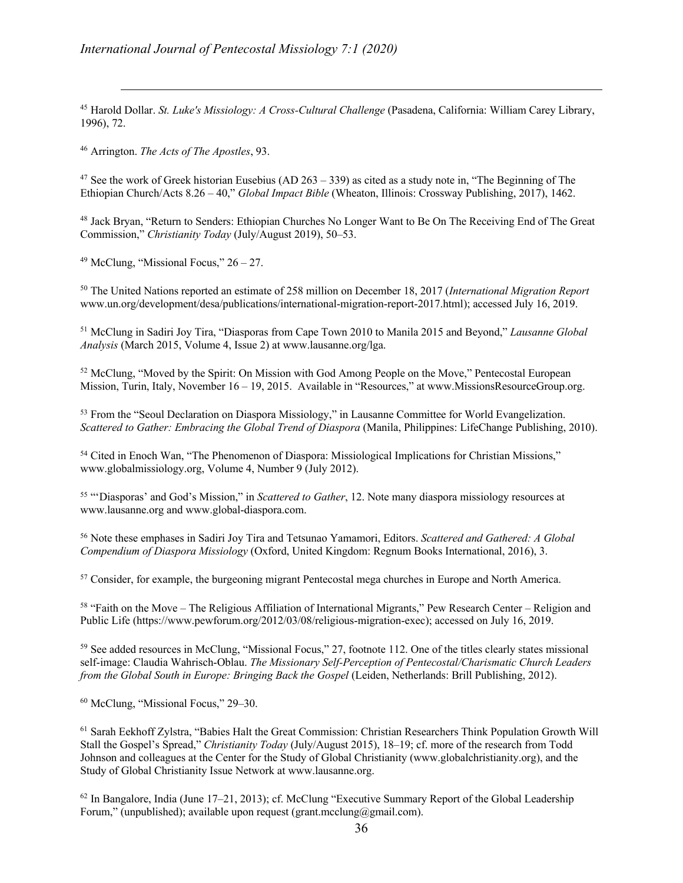[45] Harold Dollar. *St. Luke's Missiology: A Cross-Cultural Challenge* (Pasadena, California: William Carey Library, 1996), 72.

[46] Arrington. *The Acts of The Apostles*, 93.

[47] See the work of Greek historian Eusebius (AD 263 – 339) as cited as a study note in, "The Beginning of The Ethiopian Church/Acts 8.26 – 40," *Global Impact Bible* (Wheaton, Illinois: Crossway Publishing, 2017), 1462.

[48] Jack Bryan, "Return to Senders: Ethiopian Churches No Longer Want to Be On The Receiving End of The Great Commission," *Christianity Today* (July/August 2019), 50–53.

[49] McClung, "Missional Focus," 26 – 27.

[50] The United Nations reported an estimate of 258 million on December 18, 2017 (*International Migration Report* www.un.org/development/desa/publications/international-migration-report-2017.html); accessed July 16, 2019.

[51] McClung in Sadiri Joy Tira, "Diasporas from Cape Town 2010 to Manila 2015 and Beyond," *Lausanne Global Analysis* (March 2015, Volume 4, Issue 2) at www.lausanne.org/lga.

[52] McClung, "Moved by the Spirit: On Mission with God Among People on the Move," Pentecostal European Mission, Turin, Italy, November 16 – 19, 2015. Available in "Resources," at www.MissionsResourceGroup.org.

[53] From the "Seoul Declaration on Diaspora Missiology," in Lausanne Committee for World Evangelization. *Scattered to Gather: Embracing the Global Trend of Diaspora* (Manila, Philippines: LifeChange Publishing, 2010).

[54] Cited in Enoch Wan, "The Phenomenon of Diaspora: Missiological Implications for Christian Missions," www.globalmissiology.org, Volume 4, Number 9 (July 2012).

[55] "'Diasporas' and God's Mission," in *Scattered to Gather*, 12. Note many diaspora missiology resources at www.lausanne.org and www.global-diaspora.com.

[56] Note these emphases in Sadiri Joy Tira and Tetsunao Yamamori, Editors. *Scattered and Gathered: A Global Compendium of Diaspora Missiology* (Oxford, United Kingdom: Regnum Books International, 2016), 3.

[57] Consider, for example, the burgeoning migrant Pentecostal mega churches in Europe and North America.

[58] "Faith on the Move – The Religious Affiliation of International Migrants," Pew Research Center – Religion and Public Life (https://www.pewforum.org/2012/03/08/religious-migration-exec); accessed on July 16, 2019.

[59] See added resources in McClung, "Missional Focus," 27, footnote 112. One of the titles clearly states missional self-image: Claudia Wahrisch-Oblau. *The Missionary Self-Perception of Pentecostal/Charismatic Church Leaders from the Global South in Europe: Bringing Back the Gospel* (Leiden, Netherlands: Brill Publishing, 2012).

[60] McClung, "Missional Focus," 29–30.

[61] Sarah Eekhoff Zylstra, "Babies Halt the Great Commission: Christian Researchers Think Population Growth Will Stall the Gospel's Spread," *Christianity Today* (July/August 2015), 18–19; cf. more of the research from Todd Johnson and colleagues at the Center for the Study of Global Christianity (www.globalchristianity.org), and the Study of Global Christianity Issue Network at www.lausanne.org.

[62] In Bangalore, India (June 17–21, 2013); cf. McClung "Executive Summary Report of the Global Leadership Forum," (unpublished); available upon request (grant.mcclung@gmail.com).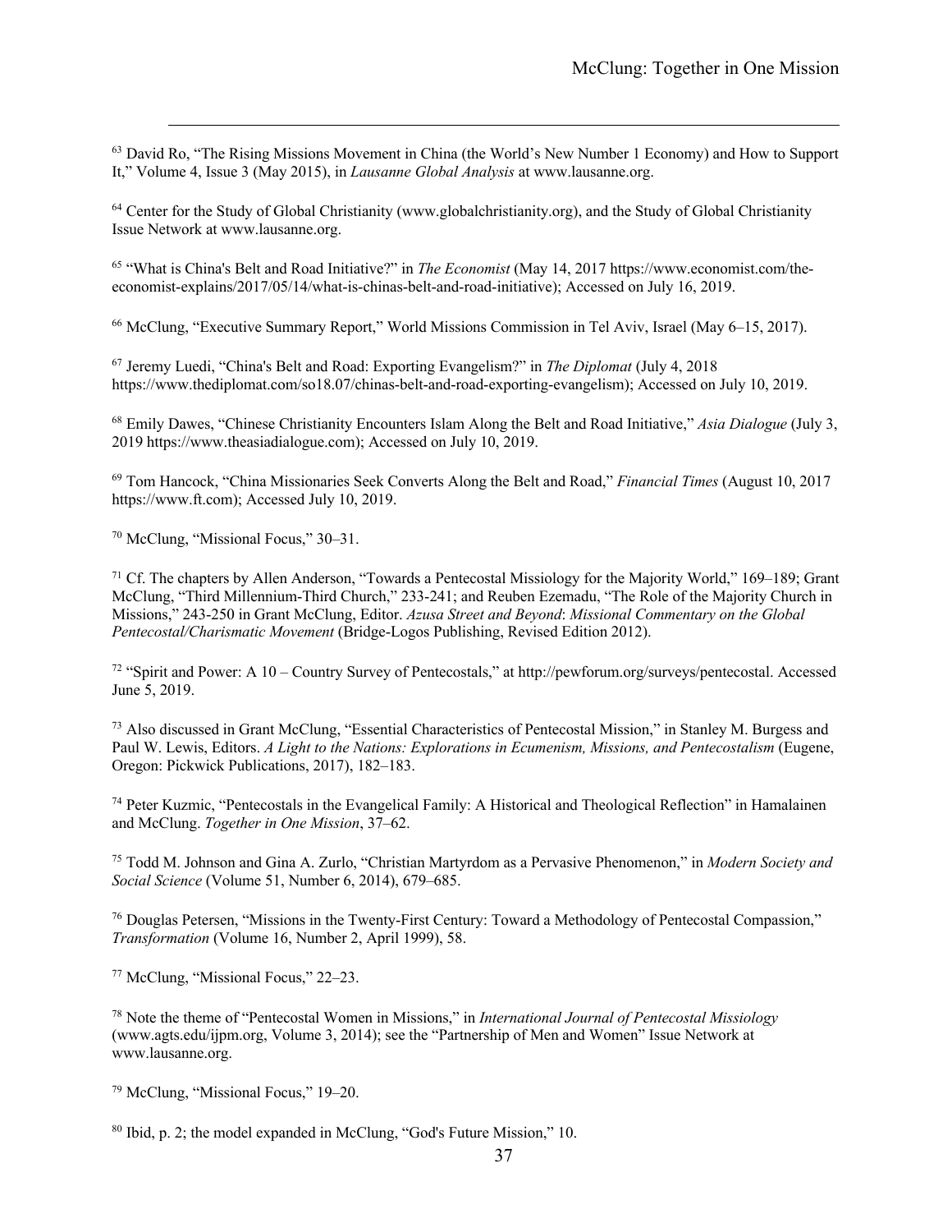[63] David Ro, "The Rising Missions Movement in China (the World's New Number 1 Economy) and How to Support It," Volume 4, Issue 3 (May 2015), in *Lausanne Global Analysis* at www.lausanne.org.

[64] Center for the Study of Global Christianity (www.globalchristianity.org), and the Study of Global Christianity Issue Network at www.lausanne.org.

[65] "What is China's Belt and Road Initiative?" in *The Economist* (May 14, 2017 https://www.economist.com/the-economist-explains/2017/05/14/what-is-chinas-belt-and-road-initiative); Accessed on July 16, 2019.

[66] McClung, "Executive Summary Report," World Missions Commission in Tel Aviv, Israel (May 6–15, 2017).

[67] Jeremy Luedi, "China's Belt and Road: Exporting Evangelism?" in *The Diplomat* (July 4, 2018 https://www.thediplomat.com/so18.07/chinas-belt-and-road-exporting-evangelism); Accessed on July 10, 2019.

[68] Emily Dawes, "Chinese Christianity Encounters Islam Along the Belt and Road Initiative," *Asia Dialogue* (July 3, 2019 https://www.theasiadialogue.com); Accessed on July 10, 2019.

[69] Tom Hancock, "China Missionaries Seek Converts Along the Belt and Road," *Financial Times* (August 10, 2017 https://www.ft.com); Accessed July 10, 2019.

[70] McClung, "Missional Focus," 30–31.

[71] Cf. The chapters by Allen Anderson, "Towards a Pentecostal Missiology for the Majority World," 169–189; Grant McClung, "Third Millennium-Third Church," 233-241; and Reuben Ezemadu, "The Role of the Majority Church in Missions," 243-250 in Grant McClung, Editor. *Azusa Street and Beyond*: *Missional Commentary on the Global Pentecostal/Charismatic Movement* (Bridge-Logos Publishing, Revised Edition 2012).

[72] "Spirit and Power: A 10 – Country Survey of Pentecostals," at http://pewforum.org/surveys/pentecostal. Accessed June 5, 2019.

[73] Also discussed in Grant McClung, "Essential Characteristics of Pentecostal Mission," in Stanley M. Burgess and Paul W. Lewis, Editors. *A Light to the Nations: Explorations in Ecumenism, Missions, and Pentecostalism* (Eugene, Oregon: Pickwick Publications, 2017), 182–183.

[74] Peter Kuzmic, "Pentecostals in the Evangelical Family: A Historical and Theological Reflection" in Hamalainen and McClung. *Together in One Mission*, 37–62.

[75] Todd M. Johnson and Gina A. Zurlo, "Christian Martyrdom as a Pervasive Phenomenon," in *Modern Society and Social Science* (Volume 51, Number 6, 2014), 679–685.

[76] Douglas Petersen, "Missions in the Twenty-First Century: Toward a Methodology of Pentecostal Compassion," *Transformation* (Volume 16, Number 2, April 1999), 58.

[77] McClung, "Missional Focus," 22–23.

[78] Note the theme of "Pentecostal Women in Missions," in *International Journal of Pentecostal Missiology* (www.agts.edu/ijpm.org, Volume 3, 2014); see the "Partnership of Men and Women" Issue Network at www.lausanne.org.

[79] McClung, "Missional Focus," 19–20.

[80] Ibid, p. 2; the model expanded in McClung, "God's Future Mission," 10.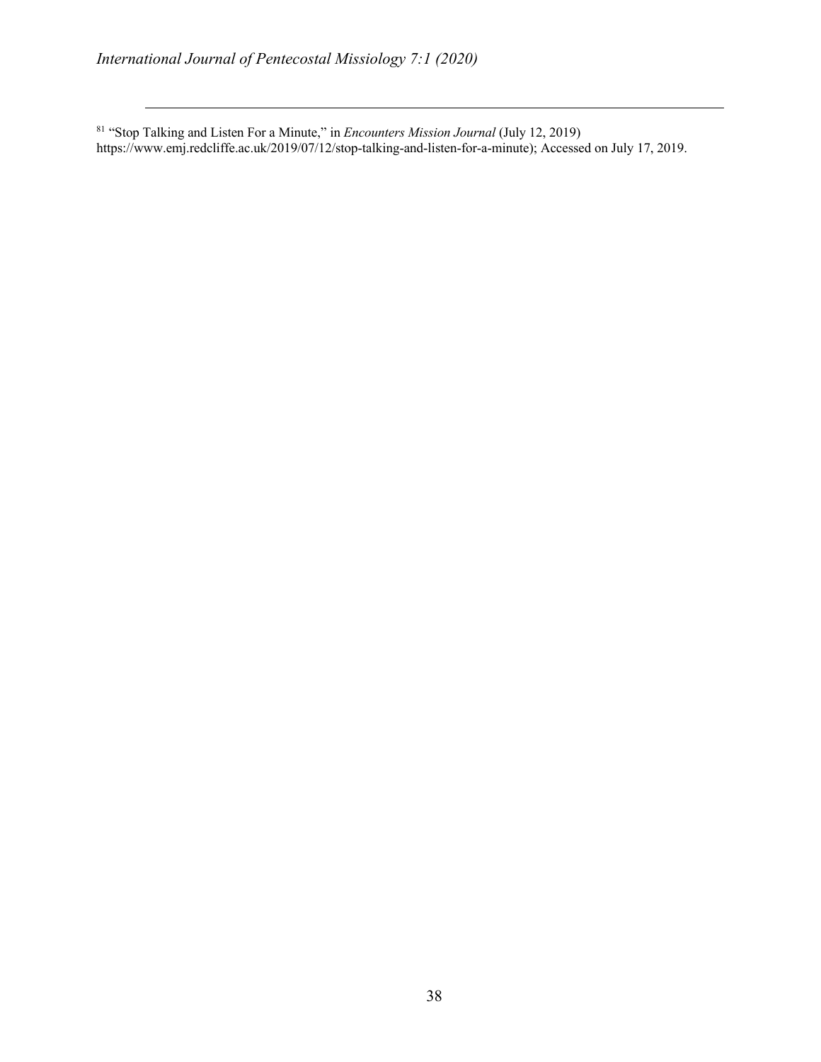[81] "Stop Talking and Listen For a Minute," in *Encounters Mission Journal* (July 12, 2019) https://www.emj.redcliffe.ac.uk/2019/07/12/stop-talking-and-listen-for-a-minute); Accessed on July 17, 2019.